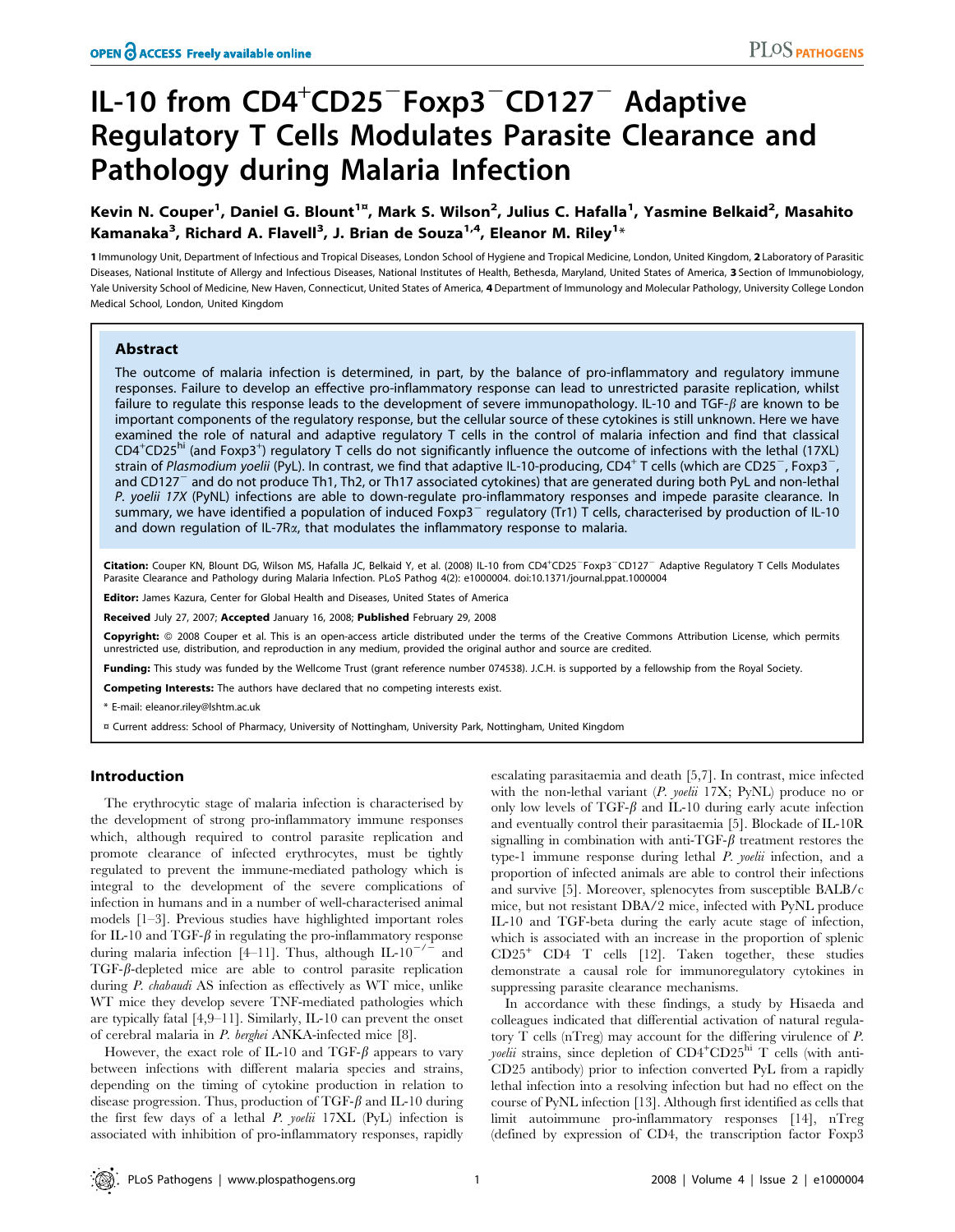# IL-10 from $CD4^{+}CD25^{-}Foxp3^{-}CD127^{-}$ Adaptive Regulatory T Cells Modulates Parasite Clearance and Pathology during Malaria Infection

**Kevin N. Couper[1], Daniel G. Blount[1¤], Mark S. Wilson[2], Julius C. Hafalla[1], Yasmine Belkaid[2], Masahito Kamanaka[3], Richard A. Flavell[3], J. Brian de Souza[1,4], Eleanor M. Riley[1]***

**1** Immunology Unit, Department of Infectious and Tropical Diseases, London School of Hygiene and Tropical Medicine, London, United Kingdom, **2** Laboratory of Parasitic Diseases, National Institute of Allergy and Infectious Diseases, National Institutes of Health, Bethesda, Maryland, United States of America, **3** Section of Immunobiology, Yale University School of Medicine, New Haven, Connecticut, United States of America, **4** Department of Immunology and Molecular Pathology, University College London Medical School, London, United Kingdom

## Abstract

The outcome of malaria infection is determined, in part, by the balance of pro-inflammatory and regulatory immune responses. Failure to develop an effective pro-inflammatory response can lead to unrestricted parasite replication, whilst failure to regulate this response leads to the development of severe immunopathology. IL-10 and TGF-$\beta$ are known to be important components of the regulatory response, but the cellular source of these cytokines is still unknown. Here we have examined the role of natural and adaptive regulatory T cells in the control of malaria infection and find that classical $CD4^{+}CD25^{hi}$ (and $Foxp3^{+}$) regulatory T cells do not significantly influence the outcome of infections with the lethal (17XL) strain of *Plasmodium yoelii* (PyL). In contrast, we find that adaptive IL-10-producing, $CD4^{+}$ T cells (which are $CD25^{-}$, $Foxp3^{-}$, and $CD127^{-}$ and do not produce Th1, Th2, or Th17 associated cytokines) that are generated during both PyL and non-lethal *P. yoelii 17X* (PyNL) infections are able to down-regulate pro-inflammatory responses and impede parasite clearance. In summary, we have identified a population of induced $Foxp3^{-}$ regulatory (Tr1) T cells, characterised by production of IL-10 and down regulation of IL-7R$\alpha$, that modulates the inflammatory response to malaria.

**Citation:** Couper KN, Blount DG, Wilson MS, Hafalla JC, Belkaid Y, et al. (2008) IL-10 from $CD4^{+}CD25^{-}Foxp3^{-}CD127^{-}$ Adaptive Regulatory T Cells Modulates Parasite Clearance and Pathology during Malaria Infection. PLoS Pathog 4(2): e1000004. doi:10.1371/journal.ppat.1000004

**Editor:** James Kazura, Center for Global Health and Diseases, United States of America

**Received** July 27, 2007; **Accepted** January 16, 2008; **Published** February 29, 2008

**Copyright:** © 2008 Couper et al. This is an open-access article distributed under the terms of the Creative Commons Attribution License, which permits unrestricted use, distribution, and reproduction in any medium, provided the original author and source are credited.

**Funding:** This study was funded by the Wellcome Trust (grant reference number 074538). J.C.H. is supported by a fellowship from the Royal Society.

**Competing Interests:** The authors have declared that no competing interests exist.

\* E-mail: eleanor.riley@lshtm.ac.uk

¤ Current address: School of Pharmacy, University of Nottingham, University Park, Nottingham, United Kingdom

## Introduction

The erythrocytic stage of malaria infection is characterised by the development of strong pro-inflammatory immune responses which, although required to control parasite replication and promote clearance of infected erythrocytes, must be tightly regulated to prevent the immune-mediated pathology which is integral to the development of the severe complications of infection in humans and in a number of well-characterised animal models [1–3]. Previous studies have highlighted important roles for IL-10 and TGF-$\beta$ in regulating the pro-inflammatory response during malaria infection [4–11]. Thus, although IL-$10^{-/-}$ and TGF-$\beta$-depleted mice are able to control parasite replication during *P. chabaudi* AS infection as effectively as WT mice, unlike WT mice they develop severe TNF-mediated pathologies which are typically fatal [4,9–11]. Similarly, IL-10 can prevent the onset of cerebral malaria in *P. berghei* ANKA-infected mice [8].

However, the exact role of IL-10 and TGF-$\beta$ appears to vary between infections with different malaria species and strains, depending on the timing of cytokine production in relation to disease progression. Thus, production of TGF-$\beta$ and IL-10 during the first few days of a lethal *P. yoelii* 17XL (PyL) infection is associated with inhibition of pro-inflammatory responses, rapidly escalating parasitaemia and death [5,7]. In contrast, mice infected with the non-lethal variant (*P. yoelii* 17X; PyNL) produce no or only low levels of TGF-$\beta$ and IL-10 during early acute infection and eventually control their parasitaemia [5]. Blockade of IL-10R signalling in combination with anti-TGF-$\beta$ treatment restores the type-1 immune response during lethal *P. yoelii* infection, and a proportion of infected animals are able to control their infections and survive [5]. Moreover, splenocytes from susceptible BALB/c mice, but not resistant DBA/2 mice, infected with PyNL produce IL-10 and TGF-beta during the early acute stage of infection, which is associated with an increase in the proportion of splenic $CD25^{+}$ CD4 T cells [12]. Taken together, these studies demonstrate a causal role for immunoregulatory cytokines in suppressing parasite clearance mechanisms.

In accordance with these findings, a study by Hisaeda and colleagues indicated that differential activation of natural regulatory T cells (nTreg) may account for the differing virulence of *P. yoelii* strains, since depletion of $CD4^{+}CD25^{hi}$ T cells (with anti-CD25 antibody) prior to infection converted PyL from a rapidly lethal infection into a resolving infection but had no effect on the course of PyNL infection [13]. Although first identified as cells that limit autoimmune pro-inflammatory responses [14], nTreg (defined by expression of CD4, the transcription factor Foxp3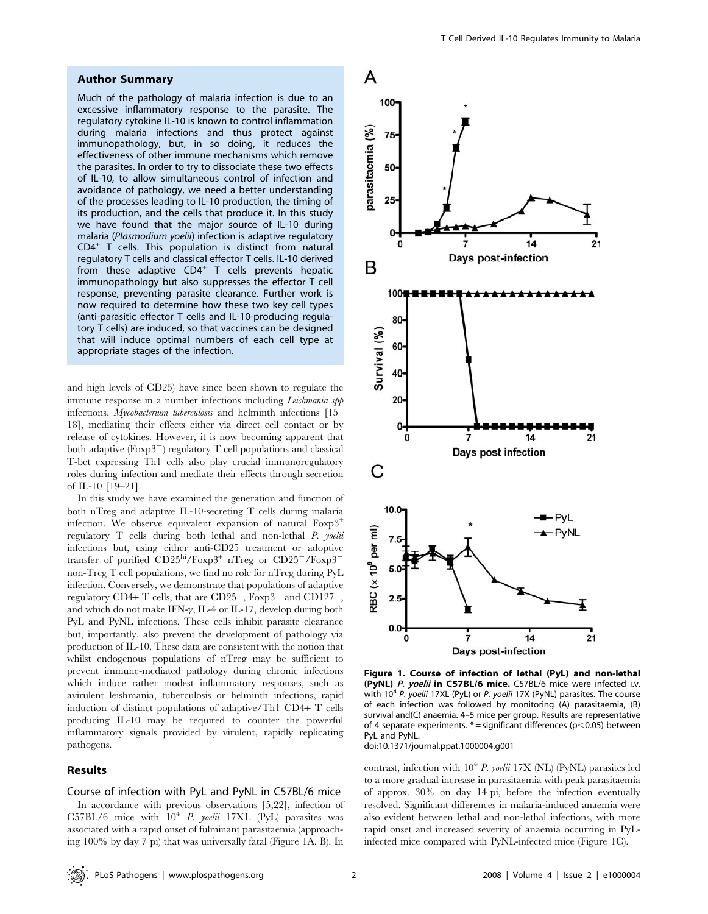## Author Summary

Much of the pathology of malaria infection is due to an excessive inflammatory response to the parasite. The regulatory cytokine IL-10 is known to control inflammation during malaria infections and thus protect against immunopathology, but, in so doing, it reduces the effectiveness of other immune mechanisms which remove the parasites. In order to try to dissociate these two effects of IL-10, to allow simultaneous control of infection and avoidance of pathology, we need a better understanding of the processes leading to IL-10 production, the timing of its production, and the cells that produce it. In this study we have found that the major source of IL-10 during malaria (*Plasmodium yoelii*) infection is adaptive regulatory $CD4^+$ T cells. This population is distinct from natural regulatory T cells and classical effector T cells. IL-10 derived from these adaptive $CD4^+$ T cells prevents hepatic immunopathology but also suppresses the effector T cell response, preventing parasite clearance. Further work is now required to determine how these two key cell types (anti-parasitic effector T cells and IL-10-producing regulatory T cells) are induced, so that vaccines can be designed that will induce optimal numbers of each cell type at appropriate stages of the infection.

and high levels of CD25) have since been shown to regulate the immune response in a number infections including *Leishmania spp* infections, *Mycobacterium tuberculosis* and helminth infections [15–18], mediating their effects either via direct cell contact or by release of cytokines. However, it is now becoming apparent that both adaptive ($Foxp3^-$) regulatory T cell populations and classical T-bet expressing Th1 cells also play crucial immunoregulatory roles during infection and mediate their effects through secretion of IL-10 [19–21].

In this study we have examined the generation and function of both nTreg and adaptive IL-10-secreting T cells during malaria infection. We observe equivalent expansion of natural $Foxp3^+$ regulatory T cells during both lethal and non-lethal *P. yoelii* infections but, using either anti-CD25 treatment or adoptive transfer of purified $CD25^{hi}/Foxp3^+$ nTreg or $CD25^-/Foxp3^-$ non-Treg T cell populations, we find no role for nTreg during PyL infection. Conversely, we demonstrate that populations of adaptive regulatory CD4+ T cells, that are $CD25^-$, $Foxp3^-$ and $CD127^-$, and which do not make IFN-$\gamma$, IL-4 or IL-17, develop during both PyL and PyNL infections. These cells inhibit parasite clearance but, importantly, also prevent the development of pathology via production of IL-10. These data are consistent with the notion that whilst endogenous populations of nTreg may be sufficient to prevent immune-mediated pathology during chronic infections which induce rather modest inflammatory responses, such as avirulent leishmania, tuberculosis or helminth infections, rapid induction of distinct populations of adaptive/Th1 CD4+ T cells producing IL-10 may be required to counter the powerful inflammatory signals provided by virulent, rapidly replicating pathogens.

## Results

### Course of infection with PyL and PyNL in C57BL/6 mice

In accordance with previous observations [5,22], infection of C57BL/6 mice with $10^4$ *P. yoelii* 17XL (PyL) parasites was associated with a rapid onset of fulminant parasitaemia (approaching 100% by day 7 pi) that was universally fatal (Figure 1A, B). In contrast, infection with $10^4$ *P. yoelii* 17X (NL) (PyNL) parasites led to a more gradual increase in parasitaemia with peak parasitaemia of approx. 30% on day 14 pi, before the infection eventually resolved. Significant differences in malaria-induced anaemia were also evident between lethal and non-lethal infections, with more rapid onset and increased severity of anaemia occurring in PyL-infected mice compared with PyNL-infected mice (Figure 1C).

**Figure 1. Course of infection of lethal (PyL) and non-lethal (PyNL) *P. yoelii* in C57BL/6 mice.** C57BL/6 mice were infected i.v. with $10^4$ *P. yoelii* 17XL (PyL) or *P. yoelii* 17X (PyNL) parasites. The course of each infection was followed by monitoring (A) parasitaemia, (B) survival and(C) anaemia. 4–5 mice per group. Results are representative of 4 separate experiments. * = significant differences ($p<0.05$) between PyL and PyNL.
doi:10.1371/journal.ppat.1000004.g001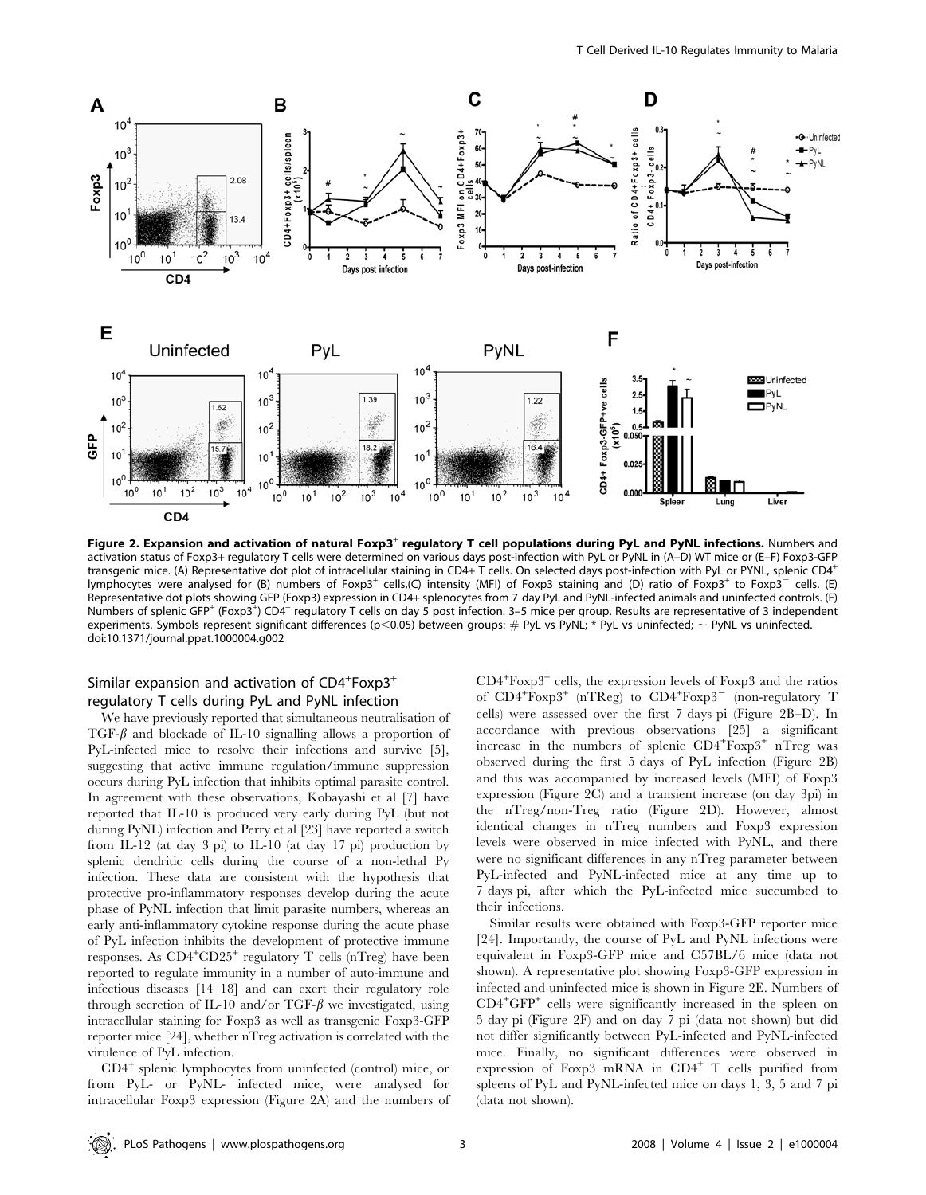**Figure 2. Expansion and activation of natural Foxp3$^+$ regulatory T cell populations during PyL and PyNL infections.** Numbers and activation status of Foxp3+ regulatory T cells were determined on various days post-infection with PyL or PyNL in (A–D) WT mice or (E–F) Foxp3-GFP transgenic mice. (A) Representative dot plot of intracellular staining in CD4+ T cells. On selected days post-infection with PyL or PYNL, splenic CD4$^+$ lymphocytes were analysed for (B) numbers of Foxp3$^+$ cells,(C) intensity (MFI) of Foxp3 staining and (D) ratio of Foxp3$^+$ to Foxp3$^-$ cells. (E) Representative dot plots showing GFP (Foxp3) expression in CD4+ splenocytes from 7 day PyL and PyNL-infected animals and uninfected controls. (F) Numbers of splenic GFP$^+$ (Foxp3$^+$) CD4$^+$ regulatory T cells on day 5 post infection. 3–5 mice per group. Results are representative of 3 independent experiments. Symbols represent significant differences ($p<0.05$) between groups: # PyL vs PyNL; * PyL vs uninfected; ~ PyNL vs uninfected.
doi:10.1371/journal.ppat.1000004.g002

## Similar expansion and activation of CD4$^+$Foxp3$^+$ regulatory T cells during PyL and PyNL infection

We have previously reported that simultaneous neutralisation of TGF-$\beta$ and blockade of IL-10 signalling allows a proportion of PyL-infected mice to resolve their infections and survive [5], suggesting that active immune regulation/immune suppression occurs during PyL infection that inhibits optimal parasite control. In agreement with these observations, Kobayashi et al [7] have reported that IL-10 is produced very early during PyL (but not during PyNL) infection and Perry et al [23] have reported a switch from IL-12 (at day 3 pi) to IL-10 (at day 17 pi) production by splenic dendritic cells during the course of a non-lethal Py infection. These data are consistent with the hypothesis that protective pro-inflammatory responses develop during the acute phase of PyNL infection that limit parasite numbers, whereas an early anti-inflammatory cytokine response during the acute phase of PyL infection inhibits the development of protective immune responses. As CD4$^+$CD25$^+$ regulatory T cells (nTreg) have been reported to regulate immunity in a number of auto-immune and infectious diseases [14–18] and can exert their regulatory role through secretion of IL-10 and/or TGF-$\beta$ we investigated, using intracellular staining for Foxp3 as well as transgenic Foxp3-GFP reporter mice [24], whether nTreg activation is correlated with the virulence of PyL infection.

CD4$^+$ splenic lymphocytes from uninfected (control) mice, or from PyL- or PyNL- infected mice, were analysed for intracellular Foxp3 expression (Figure 2A) and the numbers of CD4$^+$Foxp3$^+$ cells, the expression levels of Foxp3 and the ratios of CD4$^+$Foxp3$^+$ (nTReg) to CD4$^+$Foxp3$^-$ (non-regulatory T cells) were assessed over the first 7 days pi (Figure 2B–D). In accordance with previous observations [25] a significant increase in the numbers of splenic CD4$^+$Foxp3$^+$ nTreg was observed during the first 5 days of PyL infection (Figure 2B) and this was accompanied by increased levels (MFI) of Foxp3 expression (Figure 2C) and a transient increase (on day 3pi) in the nTreg/non-Treg ratio (Figure 2D). However, almost identical changes in nTreg numbers and Foxp3 expression levels were observed in mice infected with PyNL, and there were no significant differences in any nTreg parameter between PyL-infected and PyNL-infected mice at any time up to 7 days pi, after which the PyL-infected mice succumbed to their infections.

Similar results were obtained with Foxp3-GFP reporter mice [24]. Importantly, the course of PyL and PyNL infections were equivalent in Foxp3-GFP mice and C57BL/6 mice (data not shown). A representative plot showing Foxp3-GFP expression in infected and uninfected mice is shown in Figure 2E. Numbers of CD4$^+$GFP$^+$ cells were significantly increased in the spleen on 5 day pi (Figure 2F) and on day 7 pi (data not shown) but did not differ significantly between PyL-infected and PyNL-infected mice. Finally, no significant differences were observed in expression of Foxp3 mRNA in CD4$^+$ T cells purified from spleens of PyL and PyNL-infected mice on days 1, 3, 5 and 7 pi (data not shown).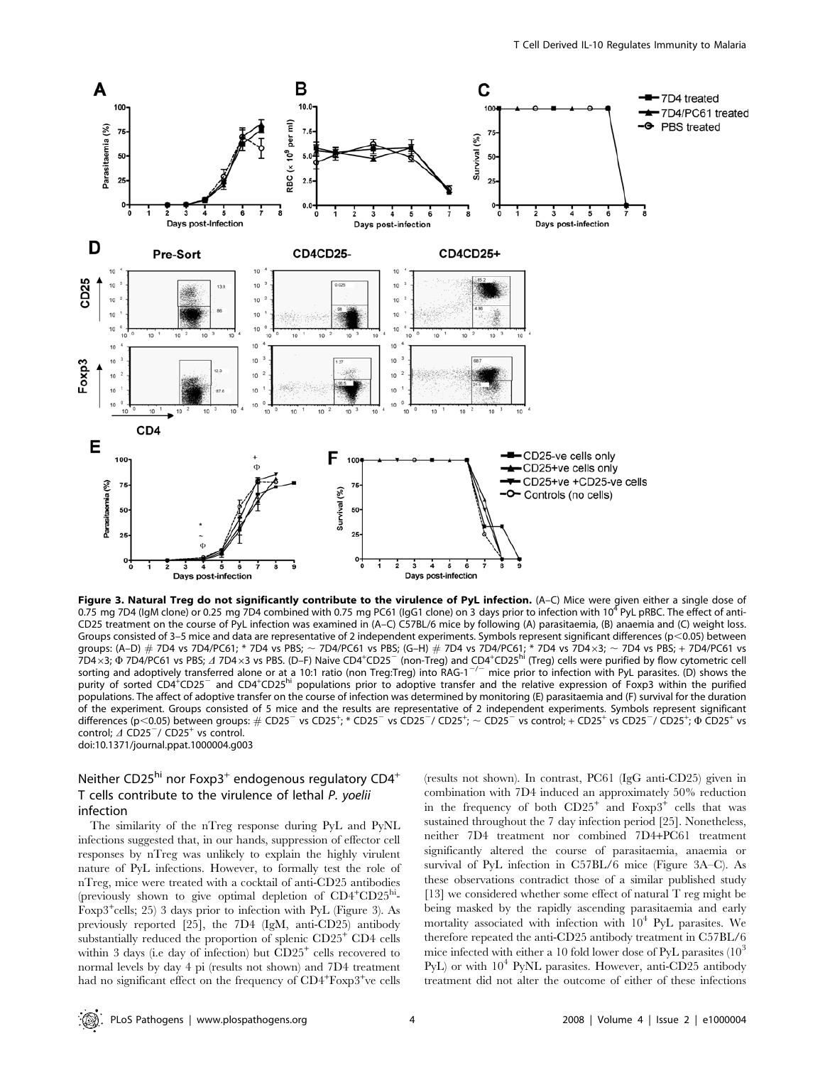**Figure 3. Natural Treg do not significantly contribute to the virulence of PyL infection.** (A–C) Mice were given either a single dose of 0.75 mg 7D4 (IgM clone) or 0.25 mg 7D4 combined with 0.75 mg PC61 (IgG1 clone) on 3 days prior to infection with $10^4$ PyL pRBC. The effect of anti-CD25 treatment on the course of PyL infection was examined in (A–C) C57BL/6 mice by following (A) parasitaemia, (B) anaemia and (C) weight loss. Groups consisted of 3–5 mice and data are representative of 2 independent experiments. Symbols represent significant differences ($p<0.05$) between groups: (A–D) # 7D4 vs 7D4/PC61; * 7D4 vs PBS; ~ 7D4/PC61 vs PBS; (G–H) # 7D4 vs 7D4/PC61; * 7D4 vs 7D4×3; ~ 7D4 vs PBS; + 7D4/PC61 vs 7D4×3; Φ 7D4/PC61 vs PBS; Δ 7D4×3 vs PBS. (D–F) Naive $CD4^+CD25^-$ (non-Treg) and $CD4^+CD25^{hi}$ (Treg) cells were purified by flow cytometric cell sorting and adoptively transferred alone or at a 10:1 ratio (non Treg:Treg) into RAG-1$^{-/-}$ mice prior to infection with PyL parasites. (D) shows the purity of sorted $CD4^+CD25^-$ and $CD4^+CD25^{hi}$ populations prior to adoptive transfer and the relative expression of Foxp3 within the purified populations. The affect of adoptive transfer on the course of infection was determined by monitoring (E) parasitaemia and (F) survival for the duration of the experiment. Groups consisted of 5 mice and the results are representative of 2 independent experiments. Symbols represent significant differences ($p<0.05$) between groups: # $CD25^-$ vs $CD25^+$; * $CD25^-$ vs $CD25^-$/ $CD25^+$; ~ $CD25^-$ vs control; + $CD25^+$ vs $CD25^-$/ $CD25^+$; Φ $CD25^+$ vs control; Δ $CD25^-$/ $CD25^+$ vs control.
doi:10.1371/journal.ppat.1000004.g003

## Neither $CD25^{hi}$ nor $Foxp3^+$ endogenous regulatory $CD4^+$ T cells contribute to the virulence of lethal *P. yoelii* infection

The similarity of the nTreg response during PyL and PyNL infections suggested that, in our hands, suppression of effector cell responses by nTreg was unlikely to explain the highly virulent nature of PyL infections. However, to formally test the role of nTreg, mice were treated with a cocktail of anti-CD25 antibodies (previously shown to give optimal depletion of $CD4^+CD25^{hi}$-$Foxp3^+$cells; 25) 3 days prior to infection with PyL (Figure 3). As previously reported [25], the 7D4 (IgM, anti-CD25) antibody substantially reduced the proportion of splenic $CD25^+$ CD4 cells within 3 days (i.e day of infection) but $CD25^+$ cells recovered to normal levels by day 4 pi (results not shown) and 7D4 treatment had no significant effect on the frequency of $CD4^+Foxp3^+$ve cells (results not shown). In contrast, PC61 (IgG anti-CD25) given in combination with 7D4 induced an approximately 50% reduction in the frequency of both $CD25^+$ and $Foxp3^+$ cells that was sustained throughout the 7 day infection period [25]. Nonetheless, neither 7D4 treatment nor combined 7D4+PC61 treatment significantly altered the course of parasitaemia, anaemia or survival of PyL infection in C57BL/6 mice (Figure 3A–C). As these observations contradict those of a similar published study [13] we considered whether some effect of natural T reg might be being masked by the rapidly ascending parasitaemia and early mortality associated with infection with $10^4$ PyL parasites. We therefore repeated the anti-CD25 antibody treatment in C57BL/6 mice infected with either a 10 fold lower dose of PyL parasites ($10^3$ PyL) or with $10^4$ PyNL parasites. However, anti-CD25 antibody treatment did not alter the outcome of either of these infections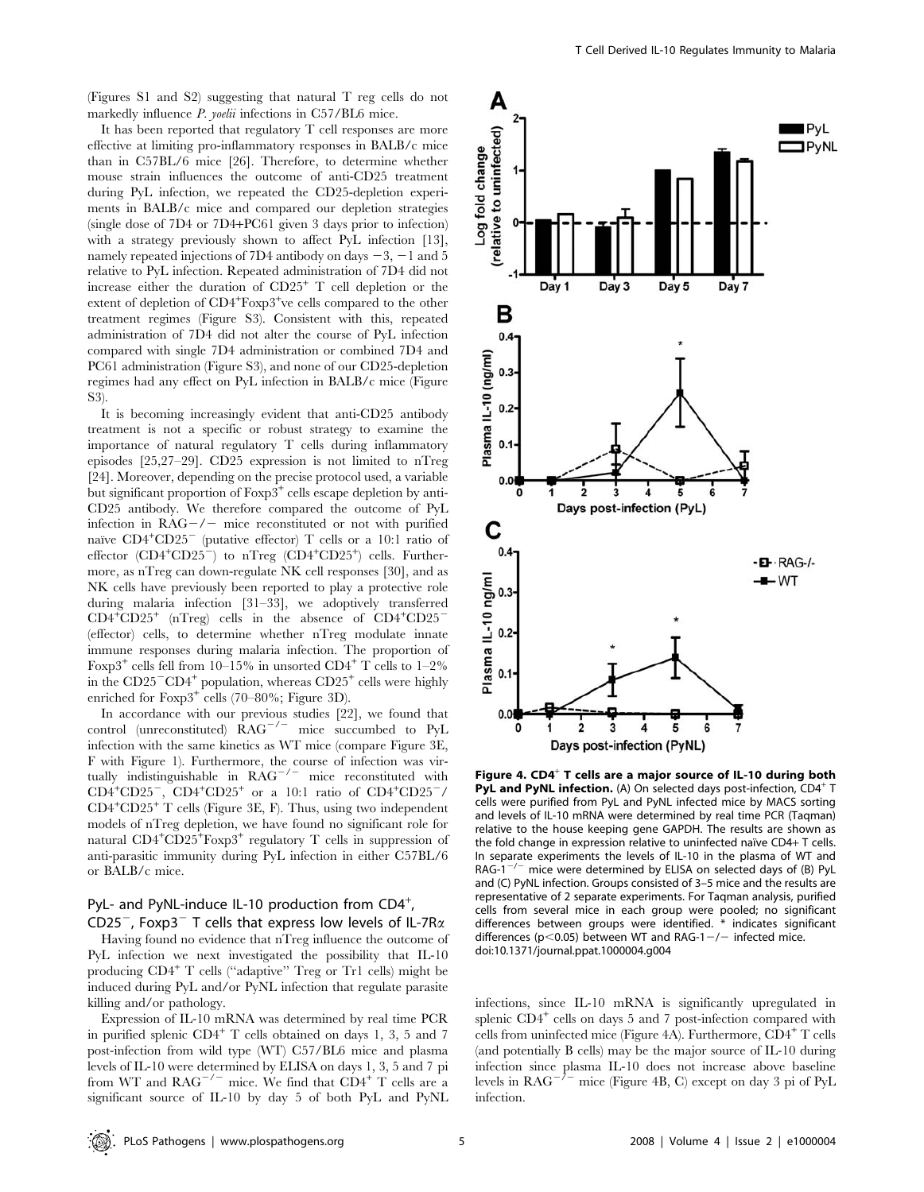(Figures S1 and S2) suggesting that natural T reg cells do not markedly influence *P. yoelii* infections in C57/BL6 mice.

It has been reported that regulatory T cell responses are more effective at limiting pro-inflammatory responses in BALB/c mice than in C57BL/6 mice [26]. Therefore, to determine whether mouse strain influences the outcome of anti-CD25 treatment during PyL infection, we repeated the CD25-depletion experiments in BALB/c mice and compared our depletion strategies (single dose of 7D4 or 7D4+PC61 given 3 days prior to infection) with a strategy previously shown to affect PyL infection [13], namely repeated injections of 7D4 antibody on days −3, −1 and 5 relative to PyL infection. Repeated administration of 7D4 did not increase either the duration of $CD25^+$ T cell depletion or the extent of depletion of $CD4^+Foxp3^+$ve cells compared to the other treatment regimes (Figure S3). Consistent with this, repeated administration of 7D4 did not alter the course of PyL infection compared with single 7D4 administration or combined 7D4 and PC61 administration (Figure S3), and none of our CD25-depletion regimes had any effect on PyL infection in BALB/c mice (Figure S3).

It is becoming increasingly evident that anti-CD25 antibody treatment is not a specific or robust strategy to examine the importance of natural regulatory T cells during inflammatory episodes [25,27–29]. CD25 expression is not limited to nTreg [24]. Moreover, depending on the precise protocol used, a variable but significant proportion of $Foxp3^+$ cells escape depletion by anti-CD25 antibody. We therefore compared the outcome of PyL infection in RAG−/− mice reconstituted or not with purified naïve $CD4^+CD25^-$ (putative effector) T cells or a 10:1 ratio of effector ($CD4^+CD25^-$) to nTreg ($CD4^+CD25^+$) cells. Furthermore, as nTreg can down-regulate NK cell responses [30], and as NK cells have previously been reported to play a protective role during malaria infection [31–33], we adoptively transferred $CD4^+CD25^+$ (nTreg) cells in the absence of $CD4^+CD25^-$ (effector) cells, to determine whether nTreg modulate innate immune responses during malaria infection. The proportion of $Foxp3^+$ cells fell from 10–15% in unsorted $CD4^+$ T cells to 1–2% in the $CD25^-CD4^+$ population, whereas $CD25^+$ cells were highly enriched for $Foxp3^+$ cells (70–80%; Figure 3D).

In accordance with our previous studies [22], we found that control (unreconstituted) $RAG^{-/-}$ mice succumbed to PyL infection with the same kinetics as WT mice (compare Figure 3E, F with Figure 1). Furthermore, the course of infection was virtually indistinguishable in $RAG^{-/-}$ mice reconstituted with $CD4^+CD25^-$, $CD4^+CD25^+$ or a 10:1 ratio of $CD4^+CD25^-$/$CD4^+CD25^+$ T cells (Figure 3E, F). Thus, using two independent models of nTreg depletion, we have found no significant role for natural $CD4^+CD25^+Foxp3^+$ regulatory T cells in suppression of anti-parasitic immunity during PyL infection in either C57BL/6 or BALB/c mice.

### PyL- and PyNL-induce IL-10 production from $CD4^+$, $CD25^-$, $Foxp3^-$ T cells that express low levels of IL-7Rα

Having found no evidence that nTreg influence the outcome of PyL infection we next investigated the possibility that IL-10 producing $CD4^+$ T cells ("adaptive" Treg or Tr1 cells) might be induced during PyL and/or PyNL infection that regulate parasite killing and/or pathology.

Expression of IL-10 mRNA was determined by real time PCR in purified splenic $CD4^+$ T cells obtained on days 1, 3, 5 and 7 post-infection from wild type (WT) C57/BL6 mice and plasma levels of IL-10 were determined by ELISA on days 1, 3, 5 and 7 pi from WT and $RAG^{-/-}$ mice. We find that $CD4^+$ T cells are a significant source of IL-10 by day 5 of both PyL and PyNL infections, since IL-10 mRNA is significantly upregulated in splenic $CD4^+$ cells on days 5 and 7 post-infection compared with cells from uninfected mice (Figure 4A). Furthermore, $CD4^+$ T cells (and potentially B cells) may be the major source of IL-10 during infection since plasma IL-10 does not increase above baseline levels in $RAG^{-/-}$ mice (Figure 4B, C) except on day 3 pi of PyL infection.

**Figure 4. $CD4^+$ T cells are a major source of IL-10 during both PyL and PyNL infection.** (A) On selected days post-infection, $CD4^+$ T cells were purified from PyL and PyNL infected mice by MACS sorting and levels of IL-10 mRNA were determined by real time PCR (Taqman) relative to the house keeping gene GAPDH. The results are shown as the fold change in expression relative to uninfected naïve CD4+ T cells. In separate experiments the levels of IL-10 in the plasma of WT and $RAG-1^{-/-}$ mice were determined by ELISA on selected days of (B) PyL and (C) PyNL infection. Groups consisted of 3–5 mice and the results are representative of 2 separate experiments. For Taqman analysis, purified cells from several mice in each group were pooled; no significant differences between groups were identified. * indicates significant differences ($p<0.05$) between WT and RAG-1−/− infected mice.
doi:10.1371/journal.ppat.1000004.g004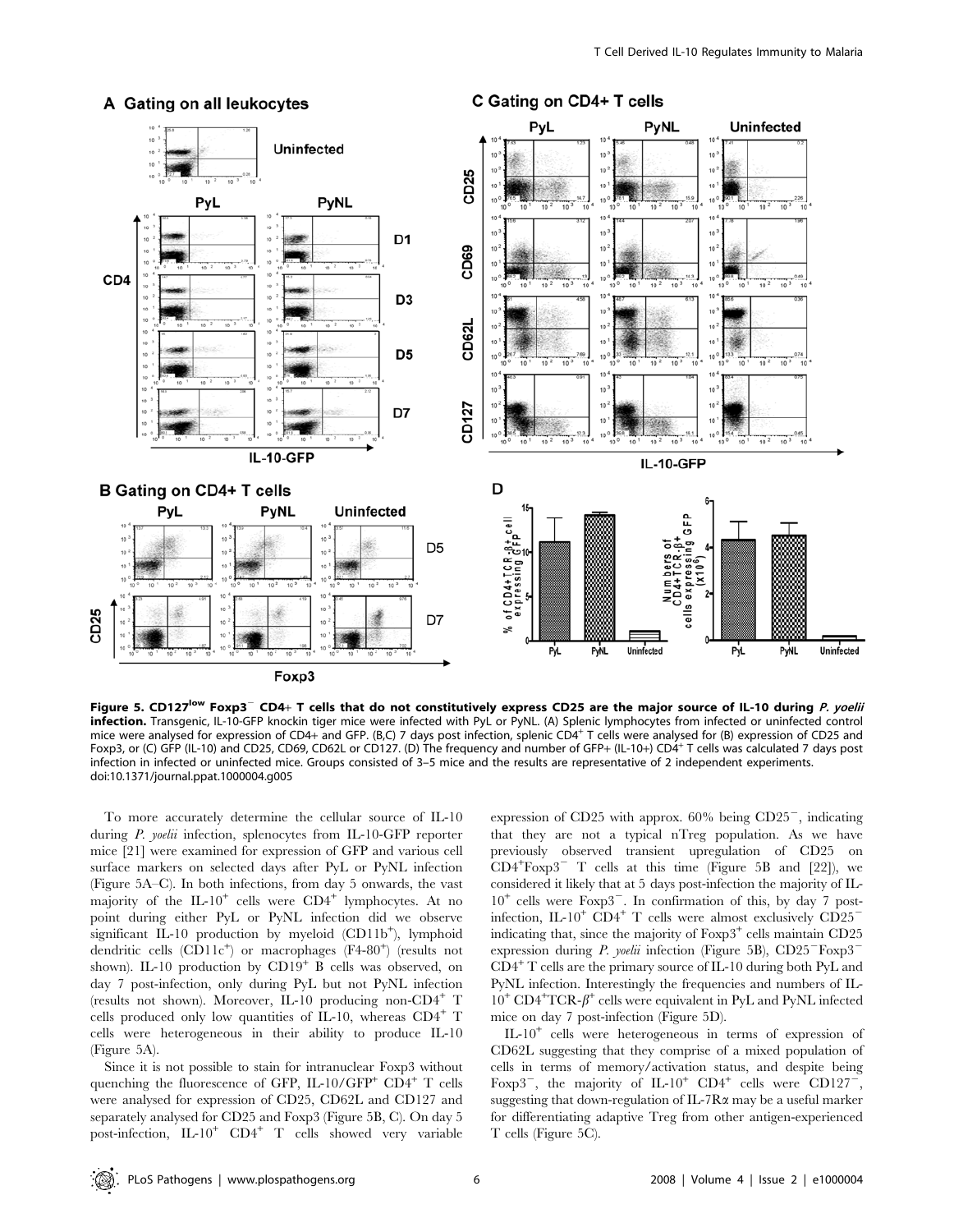**Figure 5. CD127$^{low}$ Foxp3$^{-}$ CD4+ T cells that do not constitutively express CD25 are the major source of IL-10 during *P. yoelii* infection.** Transgenic, IL-10-GFP knockin tiger mice were infected with PyL or PyNL. (A) Splenic lymphocytes from infected or uninfected control mice were analysed for expression of CD4+ and GFP. (B,C) 7 days post infection, splenic CD4$^{+}$ T cells were analysed for (B) expression of CD25 and Foxp3, or (C) GFP (IL-10) and CD25, CD69, CD62L or CD127. (D) The frequency and number of GFP+ (IL-10+) CD4$^{+}$ T cells was calculated 7 days post infection in infected or uninfected mice. Groups consisted of 3–5 mice and the results are representative of 2 independent experiments.
doi:10.1371/journal.ppat.1000004.g005

To more accurately determine the cellular source of IL-10 during *P. yoelii* infection, splenocytes from IL-10-GFP reporter mice [21] were examined for expression of GFP and various cell surface markers on selected days after PyL or PyNL infection (Figure 5A–C). In both infections, from day 5 onwards, the vast majority of the IL-10$^{+}$ cells were CD4$^{+}$ lymphocytes. At no point during either PyL or PyNL infection did we observe significant IL-10 production by myeloid (CD11b$^{+}$), lymphoid dendritic cells (CD11c$^{+}$) or macrophages (F4-80$^{+}$) (results not shown). IL-10 production by CD19$^{+}$ B cells was observed, on day 7 post-infection, only during PyL but not PyNL infection (results not shown). Moreover, IL-10 producing non-CD4$^{+}$ T cells produced only low quantities of IL-10, whereas CD4$^{+}$ T cells were heterogeneous in their ability to produce IL-10 (Figure 5A).

Since it is not possible to stain for intranuclear Foxp3 without quenching the fluorescence of GFP, IL-10/GFP$^{+}$ CD4$^{+}$ T cells were analysed for expression of CD25, CD62L and CD127 and separately analysed for CD25 and Foxp3 (Figure 5B, C). On day 5 post-infection, IL-10$^{+}$ CD4$^{+}$ T cells showed very variable expression of CD25 with approx. 60% being CD25$^{-}$, indicating that they are not a typical nTreg population. As we have previously observed transient upregulation of CD25 on CD4$^{+}$Foxp3$^{-}$ T cells at this time (Figure 5B and [22]), we considered it likely that at 5 days post-infection the majority of IL-10$^{+}$ cells were Foxp3$^{-}$. In confirmation of this, by day 7 post-infection, IL-10$^{+}$ CD4$^{+}$ T cells were almost exclusively CD25$^{-}$ indicating that, since the majority of Foxp3$^{+}$ cells maintain CD25 expression during *P. yoelii* infection (Figure 5B), CD25$^{-}$Foxp3$^{-}$ CD4$^{+}$ T cells are the primary source of IL-10 during both PyL and PyNL infection. Interestingly the frequencies and numbers of IL-10$^{+}$ CD4$^{+}$TCR-$\beta^{+}$ cells were equivalent in PyL and PyNL infected mice on day 7 post-infection (Figure 5D).

IL-10$^{+}$ cells were heterogeneous in terms of expression of CD62L suggesting that they comprise of a mixed population of cells in terms of memory/activation status, and despite being Foxp3$^{-}$, the majority of IL-10$^{+}$ CD4$^{+}$ cells were CD127$^{-}$, suggesting that down-regulation of IL-7R$\alpha$ may be a useful marker for differentiating adaptive Treg from other antigen-experienced T cells (Figure 5C).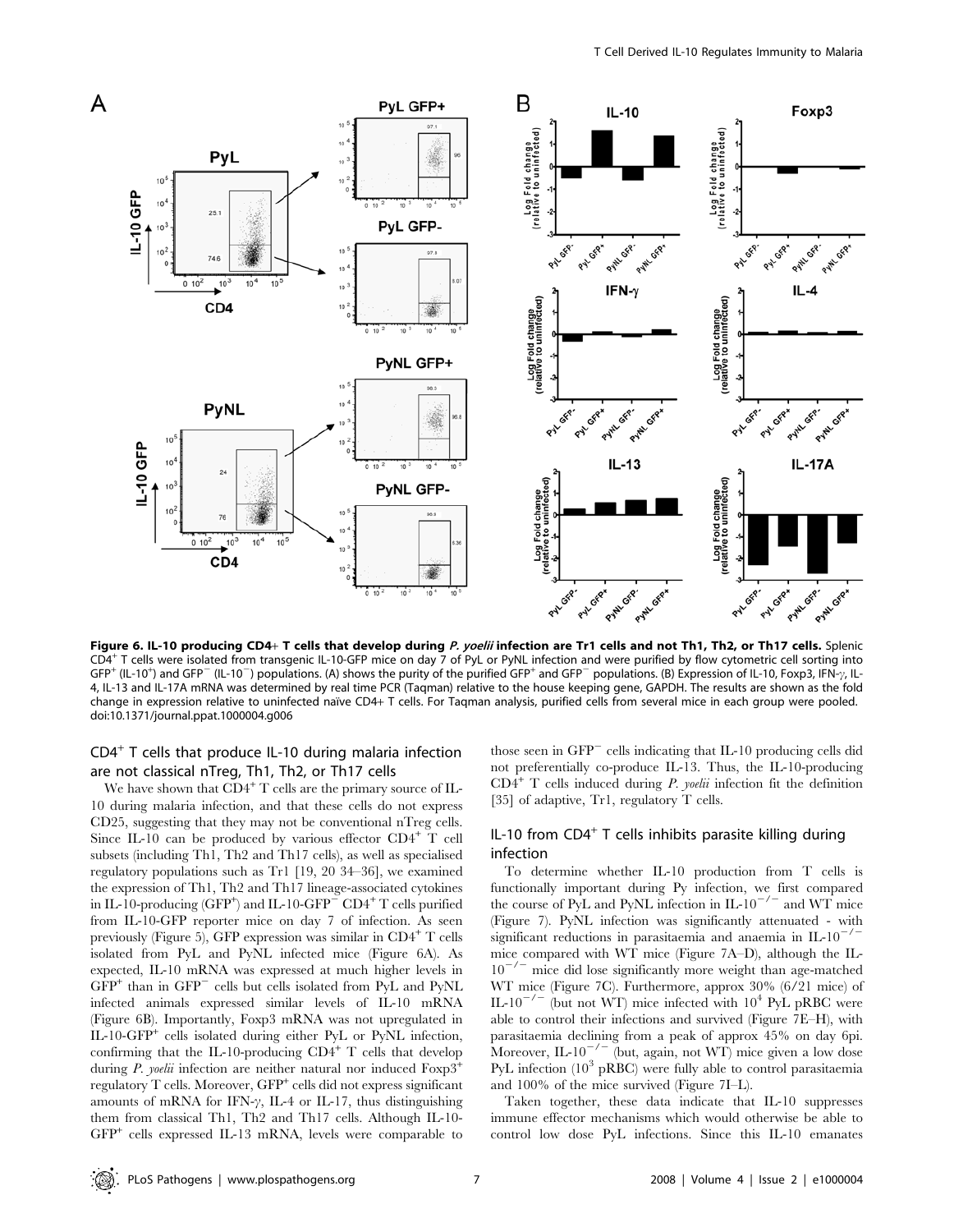**Figure 6. IL-10 producing CD4+ T cells that develop during *P. yoelii* infection are Tr1 cells and not Th1, Th2, or Th17 cells.** Splenic $CD4^+$ T cells were isolated from transgenic IL-10-GFP mice on day 7 of PyL or PyNL infection and were purified by flow cytometric cell sorting into $GFP^+$ ($IL\text{-}10^+$) and $GFP^-$ ($IL\text{-}10^-$) populations. (A) shows the purity of the purified $GFP^+$ and $GFP^-$ populations. (B) Expression of IL-10, Foxp3, IFN-γ, IL-4, IL-13 and IL-17A mRNA was determined by real time PCR (Taqman) relative to the house keeping gene, GAPDH. The results are shown as the fold change in expression relative to uninfected naïve CD4+ T cells. For Taqman analysis, purified cells from several mice in each group were pooled.
doi:10.1371/journal.ppat.1000004.g006

## $CD4^+$ T cells that produce IL-10 during malaria infection are not classical nTreg, Th1, Th2, or Th17 cells

We have shown that $CD4^+$ T cells are the primary source of IL-10 during malaria infection, and that these cells do not express CD25, suggesting that they may not be conventional nTreg cells. Since IL-10 can be produced by various effector $CD4^+$ T cell subsets (including Th1, Th2 and Th17 cells), as well as specialised regulatory populations such as Tr1 [19, 20 34–36], we examined the expression of Th1, Th2 and Th17 lineage-associated cytokines in IL-10-producing ($GFP^+$) and IL-10-$GFP^-$ $CD4^+$ T cells purified from IL-10-GFP reporter mice on day 7 of infection. As seen previously (Figure 5), GFP expression was similar in $CD4^+$ T cells isolated from PyL and PyNL infected mice (Figure 6A). As expected, IL-10 mRNA was expressed at much higher levels in $GFP^+$ than in $GFP^-$ cells but cells isolated from PyL and PyNL infected animals expressed similar levels of IL-10 mRNA (Figure 6B). Importantly, Foxp3 mRNA was not upregulated in IL-10-$GFP^+$ cells isolated during either PyL or PyNL infection, confirming that the IL-10-producing $CD4^+$ T cells that develop during *P. yoelii* infection are neither natural nor induced $Foxp3^+$ regulatory T cells. Moreover, $GFP^+$ cells did not express significant amounts of mRNA for IFN-γ, IL-4 or IL-17, thus distinguishing them from classical Th1, Th2 and Th17 cells. Although IL-10-$GFP^+$ cells expressed IL-13 mRNA, levels were comparable to those seen in $GFP^-$ cells indicating that IL-10 producing cells did not preferentially co-produce IL-13. Thus, the IL-10-producing $CD4^+$ T cells induced during *P. yoelii* infection fit the definition [35] of adaptive, Tr1, regulatory T cells.

## IL-10 from $CD4^+$ T cells inhibits parasite killing during infection

To determine whether IL-10 production from T cells is functionally important during Py infection, we first compared the course of PyL and PyNL infection in IL-$10^{-/-}$ and WT mice (Figure 7). PyNL infection was significantly attenuated - with significant reductions in parasitaemia and anaemia in IL-$10^{-/-}$ mice compared with WT mice (Figure 7A–D), although the IL-$10^{-/-}$ mice did lose significantly more weight than age-matched WT mice (Figure 7C). Furthermore, approx 30% (6/21 mice) of IL-$10^{-/-}$ (but not WT) mice infected with $10^4$ PyL pRBC were able to control their infections and survived (Figure 7E–H), with parasitaemia declining from a peak of approx 45% on day 6pi. Moreover, IL-$10^{-/-}$ (but, again, not WT) mice given a low dose PyL infection ($10^3$ pRBC) were fully able to control parasitaemia and 100% of the mice survived (Figure 7I–L).

Taken together, these data indicate that IL-10 suppresses immune effector mechanisms which would otherwise be able to control low dose PyL infections. Since this IL-10 emanates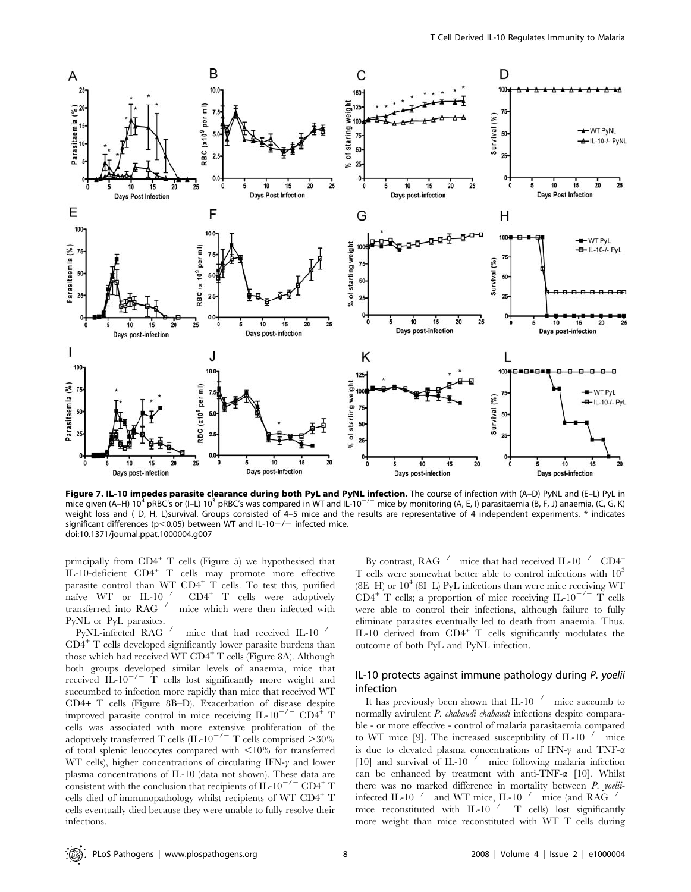**Figure 7. IL-10 impedes parasite clearance during both PyL and PyNL infection.** The course of infection with (A–D) PyNL and (E–L) PyL in mice given (A–H) $10^4$ pRBC's or (I–L) $10^3$ pRBC's was compared in WT and IL-$10^{-/-}$ mice by monitoring (A, E, I) parasitaemia (B, F, J) anaemia, (C, G, K) weight loss and ( D, H, L)survival. Groups consisted of 4–5 mice and the results are representative of 4 independent experiments. * indicates significant differences ($p<0.05$) between WT and IL-10−/− infected mice.
doi:10.1371/journal.ppat.1000004.g007

principally from $CD4^+$ T cells (Figure 5) we hypothesised that IL-10-deficient $CD4^+$ T cells may promote more effective parasite control than WT $CD4^+$ T cells. To test this, purified naïve WT or IL-$10^{-/-}$ $CD4^+$ T cells were adoptively transferred into RAG$^{-/-}$ mice which were then infected with PyNL or PyL parasites.

PyNL-infected RAG$^{-/-}$ mice that had received IL-$10^{-/-}$ $CD4^+$ T cells developed significantly lower parasite burdens than those which had received WT $CD4^+$ T cells (Figure 8A). Although both groups developed similar levels of anaemia, mice that received IL-$10^{-/-}$ T cells lost significantly more weight and succumbed to infection more rapidly than mice that received WT CD4+ T cells (Figure 8B–D). Exacerbation of disease despite improved parasite control in mice receiving IL-$10^{-/-}$ $CD4^+$ T cells was associated with more extensive proliferation of the adoptively transferred T cells (IL-$10^{-/-}$ T cells comprised >30% of total splenic leucocytes compared with <10% for transferred WT cells), higher concentrations of circulating IFN-$\gamma$ and lower plasma concentrations of IL-10 (data not shown). These data are consistent with the conclusion that recipients of IL-$10^{-/-}$ $CD4^+$ T cells died of immunopathology whilst recipients of WT $CD4^+$ T cells eventually died because they were unable to fully resolve their infections.

By contrast, RAG$^{-/-}$ mice that had received IL-$10^{-/-}$ $CD4^+$ T cells were somewhat better able to control infections with $10^3$ (8E–H) or $10^4$ (8I–L) PyL infections than were mice receiving WT $CD4^+$ T cells; a proportion of mice receiving IL-$10^{-/-}$ T cells were able to control their infections, although failure to fully eliminate parasites eventually led to death from anaemia. Thus, IL-10 derived from $CD4^+$ T cells significantly modulates the outcome of both PyL and PyNL infection.

## IL-10 protects against immune pathology during *P. yoelii* infection

It has previously been shown that IL-$10^{-/-}$ mice succumb to normally avirulent *P. chabaudi chabaudi* infections despite comparable - or more effective - control of malaria parasitaemia compared to WT mice [9]. The increased susceptibility of IL-$10^{-/-}$ mice is due to elevated plasma concentrations of IFN-$\gamma$ and TNF-$\alpha$ [10] and survival of IL-$10^{-/-}$ mice following malaria infection can be enhanced by treatment with anti-TNF-$\alpha$ [10]. Whilst there was no marked difference in mortality between *P. yoelii*-infected IL-$10^{-/-}$ and WT mice, IL-$10^{-/-}$ mice (and RAG$^{-/-}$ mice reconstituted with IL-$10^{-/-}$ T cells) lost significantly more weight than mice reconstituted with WT T cells during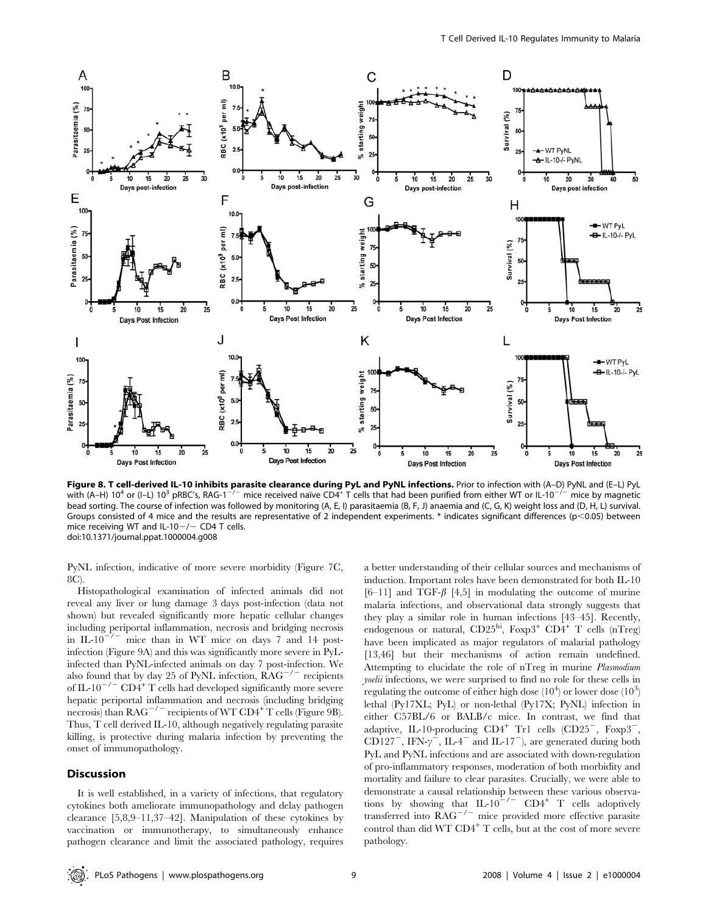**Figure 8. T cell-derived IL-10 inhibits parasite clearance during PyL and PyNL infections.** Prior to infection with (A–D) PyNL and (E–L) PyL with (A–H) $10^4$ or (I–L) $10^3$ pRBC's, RAG-$1^{-/-}$ mice received naïve $CD4^+$ T cells that had been purified from either WT or IL-$10^{-/-}$ mice by magnetic bead sorting. The course of infection was followed by monitoring (A, E, I) parasitaemia (B, F, J) anaemia and (C, G, K) weight loss and (D, H, L) survival. Groups consisted of 4 mice and the results are representative of 2 independent experiments. * indicates significant differences ($p<0.05$) between mice receiving WT and IL-10−/− CD4 T cells.
doi:10.1371/journal.ppat.1000004.g008

PyNL infection, indicative of more severe morbidity (Figure 7C, 8C).

Histopathological examination of infected animals did not reveal any liver or lung damage 3 days post-infection (data not shown) but revealed significantly more hepatic cellular changes including periportal inflammation, necrosis and bridging necrosis in IL-$10^{-/-}$ mice than in WT mice on days 7 and 14 post-infection (Figure 9A) and this was significantly more severe in PyL-infected than PyNL-infected animals on day 7 post-infection. We also found that by day 25 of PyNL infection, $RAG^{-/-}$ recipients of IL-$10^{-/-}$ $CD4^+$ T cells had developed significantly more severe hepatic periportal inflammation and necrosis (including bridging necrosis) than $RAG^{-/-}$ recipients of WT $CD4^+$ T cells (Figure 9B). Thus, T cell derived IL-10, although negatively regulating parasite killing, is protective during malaria infection by preventing the onset of immunopathology.

## Discussion

It is well established, in a variety of infections, that regulatory cytokines both ameliorate immunopathology and delay pathogen clearance [5,8,9–11,37–42]. Manipulation of these cytokines by vaccination or immunotherapy, to simultaneously enhance pathogen clearance and limit the associated pathology, requires a better understanding of their cellular sources and mechanisms of induction. Important roles have been demonstrated for both IL-10 [6–11] and TGF-$\beta$ [4,5] in modulating the outcome of murine malaria infections, and observational data strongly suggests that they play a similar role in human infections [43–45]. Recently, endogenous or natural, $CD25^{hi}$, $Foxp3^+$ $CD4^+$ T cells (nTreg) have been implicated as major regulators of malarial pathology [13,46] but their mechanisms of action remain undefined. Attempting to elucidate the role of nTreg in murine *Plasmodium yoelii* infections, we were surprised to find no role for these cells in regulating the outcome of either high dose ($10^4$) or lower dose ($10^3$) lethal (Py17XL; PyL) or non-lethal (Py17X; PyNL) infection in either C57BL/6 or BALB/c mice. In contrast, we find that adaptive, IL-10-producing $CD4^+$ Tr1 cells ($CD25^-$, $Foxp3^-$, $CD127^-$, IFN-$\gamma^-$, IL-$4^-$ and IL-$17^-$), are generated during both PyL and PyNL infections and are associated with down-regulation of pro-inflammatory responses, moderation of both morbidity and mortality and failure to clear parasites. Crucially, we were able to demonstrate a causal relationship between these various observations by showing that IL-$10^{-/-}$ $CD4^+$ T cells adoptively transferred into $RAG^{-/-}$ mice provided more effective parasite control than did WT $CD4^+$ T cells, but at the cost of more severe pathology.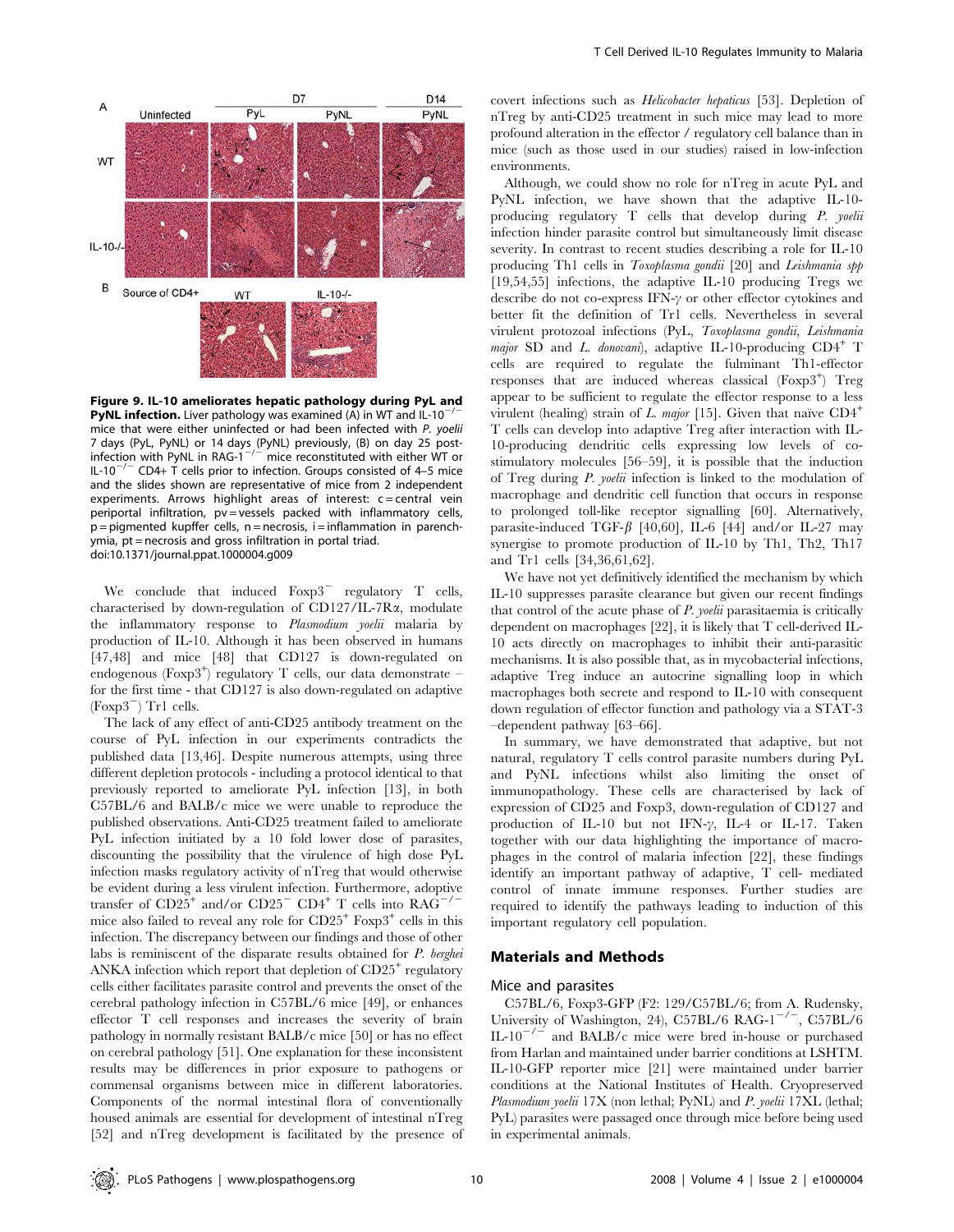**Figure 9. IL-10 ameliorates hepatic pathology during PyL and PyNL infection.** Liver pathology was examined (A) in WT and IL-$10^{-/-}$ mice that were either uninfected or had been infected with *P. yoelii* 7 days (PyL, PyNL) or 14 days (PyNL) previously, (B) on day 25 post-infection with PyNL in RAG-$1^{-/-}$ mice reconstituted with either WT or IL-$10^{-/-}$ CD4+ T cells prior to infection. Groups consisted of 4–5 mice and the slides shown are representative of mice from 2 independent experiments. Arrows highlight areas of interest: c = central vein periportal infiltration, pv = vessels packed with inflammatory cells, p = pigmented kupffer cells, n = necrosis, i = inflammation in parenchymia, pt = necrosis and gross infiltration in portal triad.
doi:10.1371/journal.ppat.1000004.g009

We conclude that induced $Foxp3^-$ regulatory T cells, characterised by down-regulation of CD127/IL-7Rα, modulate the inflammatory response to *Plasmodium yoelii* malaria by production of IL-10. Although it has been observed in humans [47,48] and mice [48] that CD127 is down-regulated on endogenous ($Foxp3^+$) regulatory T cells, our data demonstrate – for the first time - that CD127 is also down-regulated on adaptive ($Foxp3^-$) Tr1 cells.

The lack of any effect of anti-CD25 antibody treatment on the course of PyL infection in our experiments contradicts the published data [13,46]. Despite numerous attempts, using three different depletion protocols - including a protocol identical to that previously reported to ameliorate PyL infection [13], in both C57BL/6 and BALB/c mice we were unable to reproduce the published observations. Anti-CD25 treatment failed to ameliorate PyL infection initiated by a 10 fold lower dose of parasites, discounting the possibility that the virulence of high dose PyL infection masks regulatory activity of nTreg that would otherwise be evident during a less virulent infection. Furthermore, adoptive transfer of $CD25^+$ and/or $CD25^-$ $CD4^+$ T cells into RAG$^{-/-}$ mice also failed to reveal any role for $CD25^+$ $Foxp3^+$ cells in this infection. The discrepancy between our findings and those of other labs is reminiscent of the disparate results obtained for *P. berghei* ANKA infection which report that depletion of $CD25^+$ regulatory cells either facilitates parasite control and prevents the onset of the cerebral pathology infection in C57BL/6 mice [49], or enhances effector T cell responses and increases the severity of brain pathology in normally resistant BALB/c mice [50] or has no effect on cerebral pathology [51]. One explanation for these inconsistent results may be differences in prior exposure to pathogens or commensal organisms between mice in different laboratories. Components of the normal intestinal flora of conventionally housed animals are essential for development of intestinal nTreg [52] and nTreg development is facilitated by the presence of covert infections such as *Helicobacter hepaticus* [53]. Depletion of nTreg by anti-CD25 treatment in such mice may lead to more profound alteration in the effector / regulatory cell balance than in mice (such as those used in our studies) raised in low-infection environments.

Although, we could show no role for nTreg in acute PyL and PyNL infection, we have shown that the adaptive IL-10-producing regulatory T cells that develop during *P. yoelii* infection hinder parasite control but simultaneously limit disease severity. In contrast to recent studies describing a role for IL-10 producing Th1 cells in *Toxoplasma gondii* [20] and *Leishmania spp* [19,54,55] infections, the adaptive IL-10 producing Tregs we describe do not co-express IFN-γ or other effector cytokines and better fit the definition of Tr1 cells. Nevertheless in several virulent protozoal infections (PyL, *Toxoplasma gondii*, *Leishmania major* SD and *L. donovani*), adaptive IL-10-producing $CD4^+$ T cells are required to regulate the fulminant Th1-effector responses that are induced whereas classical ($Foxp3^+$) Treg appear to be sufficient to regulate the effector response to a less virulent (healing) strain of *L. major* [15]. Given that naïve $CD4^+$ T cells can develop into adaptive Treg after interaction with IL-10-producing dendritic cells expressing low levels of co-stimulatory molecules [56–59], it is possible that the induction of Treg during *P. yoelii* infection is linked to the modulation of macrophage and dendritic cell function that occurs in response to prolonged toll-like receptor signalling [60]. Alternatively, parasite-induced TGF-β [40,60], IL-6 [44] and/or IL-27 may synergise to promote production of IL-10 by Th1, Th2, Th17 and Tr1 cells [34,36,61,62].

We have not yet definitively identified the mechanism by which IL-10 suppresses parasite clearance but given our recent findings that control of the acute phase of *P. yoelii* parasitaemia is critically dependent on macrophages [22], it is likely that T cell-derived IL-10 acts directly on macrophages to inhibit their anti-parasitic mechanisms. It is also possible that, as in mycobacterial infections, adaptive Treg induce an autocrine signalling loop in which macrophages both secrete and respond to IL-10 with consequent down regulation of effector function and pathology via a STAT-3 –dependent pathway [63–66].

In summary, we have demonstrated that adaptive, but not natural, regulatory T cells control parasite numbers during PyL and PyNL infections whilst also limiting the onset of immunopathology. These cells are characterised by lack of expression of CD25 and Foxp3, down-regulation of CD127 and production of IL-10 but not IFN-γ, IL-4 or IL-17. Taken together with our data highlighting the importance of macrophages in the control of malaria infection [22], these findings identify an important pathway of adaptive, T cell- mediated control of innate immune responses. Further studies are required to identify the pathways leading to induction of this important regulatory cell population.

## Materials and Methods

### Mice and parasites

C57BL/6, Foxp3-GFP (F2: 129/C57BL/6; from A. Rudensky, University of Washington, 24), C57BL/6 RAG-$1^{-/-}$, C57BL/6 IL-$10^{-/-}$ and BALB/c mice were bred in-house or purchased from Harlan and maintained under barrier conditions at LSHTM. IL-10-GFP reporter mice [21] were maintained under barrier conditions at the National Institutes of Health. Cryopreserved *Plasmodium yoelii* 17X (non lethal; PyNL) and *P. yoelii* 17XL (lethal; PyL) parasites were passaged once through mice before being used in experimental animals.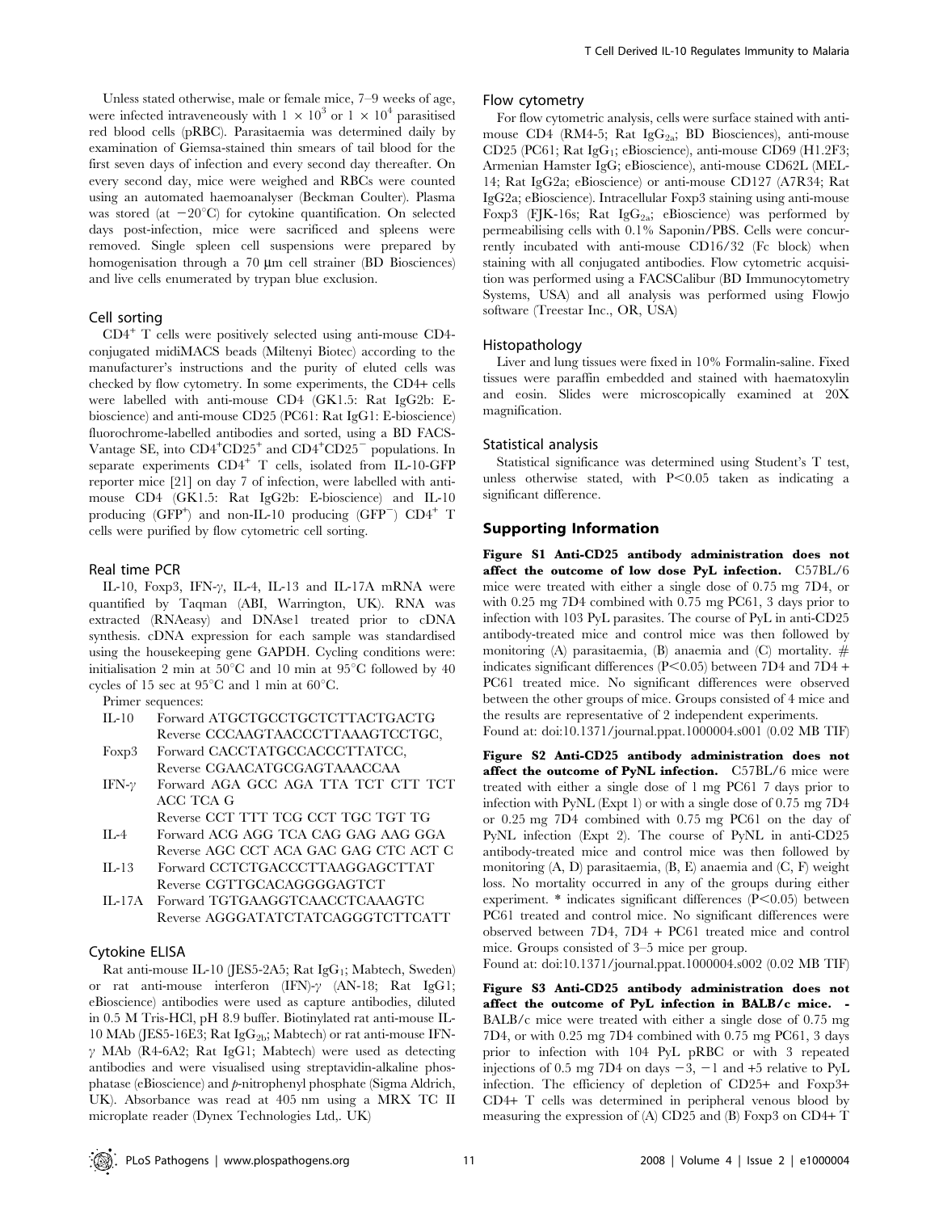Unless stated otherwise, male or female mice, 7–9 weeks of age, were infected intraveneously with $1 \times 10^3$ or $1 \times 10^4$ parasitised red blood cells (pRBC). Parasitaemia was determined daily by examination of Giemsa-stained thin smears of tail blood for the first seven days of infection and every second day thereafter. On every second day, mice were weighed and RBCs were counted using an automated haemoanalyser (Beckman Coulter). Plasma was stored (at $-20°C$) for cytokine quantification. On selected days post-infection, mice were sacrificed and spleens were removed. Single spleen cell suspensions were prepared by homogenisation through a 70 µm cell strainer (BD Biosciences) and live cells enumerated by trypan blue exclusion.

### Cell sorting

$CD4^+$ T cells were positively selected using anti-mouse CD4-conjugated midiMACS beads (Miltenyi Biotec) according to the manufacturer's instructions and the purity of eluted cells was checked by flow cytometry. In some experiments, the CD4+ cells were labelled with anti-mouse CD4 (GK1.5: Rat IgG2b: E-bioscience) and anti-mouse CD25 (PC61: Rat IgG1: E-bioscience) fluorochrome-labelled antibodies and sorted, using a BD FACS-Vantage SE, into $CD4^+CD25^+$ and $CD4^+CD25^-$ populations. In separate experiments $CD4^+$ T cells, isolated from IL-10-GFP reporter mice [21] on day 7 of infection, were labelled with anti-mouse CD4 (GK1.5: Rat IgG2b: E-bioscience) and IL-10 producing ($GFP^+$) and non-IL-10 producing ($GFP^-$) $CD4^+$ T cells were purified by flow cytometric cell sorting.

### Real time PCR

IL-10, Foxp3, IFN-γ, IL-4, IL-13 and IL-17A mRNA were quantified by Taqman (ABI, Warrington, UK). RNA was extracted (RNAeasy) and DNAse1 treated prior to cDNA synthesis. cDNA expression for each sample was standardised using the housekeeping gene GAPDH. Cycling conditions were: initialisation 2 min at 50°C and 10 min at 95°C followed by 40 cycles of 15 sec at 95°C and 1 min at 60°C.

Primer sequences:

| | |
|---|---|
| IL-10 | Forward ATGCTGCCTGCTCTTACTGACTG<br>Reverse CCCAAGTAACCCTTAAAGTCCTGC, |
| Foxp3 | Forward CACCTATGCCACCCTTATCC,<br>Reverse CGAACATGCGAGTAAACCAA |
| IFN-γ | Forward AGA GCC AGA TTA TCT CTT TCT ACC TCA G<br>Reverse CCT TTT TCG CCT TGC TGT TG |
| IL-4 | Forward ACG AGG TCA CAG GAG AAG GGA<br>Reverse AGC CCT ACA GAC GAG CTC ACT C |
| IL-13 | Forward CCTCTGACCCTTAAGGAGCTTAT<br>Reverse CGTTGCACAGGGGAGTCT |
| IL-17A | Forward TGTGAAGGTCAACCTCAAAGTC<br>Reverse AGGGATATCTATCAGGGTCTTCATT |

### Cytokine ELISA

Rat anti-mouse IL-10 (JES5-2A5; Rat $IgG_1$; Mabtech, Sweden) or rat anti-mouse interferon (IFN)-γ (AN-18; Rat IgG1; eBioscience) antibodies were used as capture antibodies, diluted in 0.5 M Tris-HCl, pH 8.9 buffer. Biotinylated rat anti-mouse IL-10 MAb (JES5-16E3; Rat $IgG_{2b}$; Mabtech) or rat anti-mouse IFN-γ MAb (R4-6A2; Rat IgG1; Mabtech) were used as detecting antibodies and were visualised using streptavidin-alkaline phosphatase (eBioscience) and *p*-nitrophenyl phosphate (Sigma Aldrich, UK). Absorbance was read at 405 nm using a MRX TC II microplate reader (Dynex Technologies Ltd,. UK)

### Flow cytometry

For flow cytometric analysis, cells were surface stained with anti-mouse CD4 (RM4-5; Rat $IgG_{2a}$; BD Biosciences), anti-mouse CD25 (PC61; Rat $IgG_1$; eBioscience), anti-mouse CD69 (H1.2F3; Armenian Hamster IgG; eBioscience), anti-mouse CD62L (MEL-14; Rat IgG2a; eBioscience) or anti-mouse CD127 (A7R34; Rat IgG2a; eBioscience). Intracellular Foxp3 staining using anti-mouse Foxp3 (FJK-16s; Rat $IgG_{2a}$; eBioscience) was performed by permeabilising cells with 0.1% Saponin/PBS. Cells were concurrently incubated with anti-mouse CD16/32 (Fc block) when staining with all conjugated antibodies. Flow cytometric acquisition was performed using a FACSCalibur (BD Immunocytometry Systems, USA) and all analysis was performed using Flowjo software (Treestar Inc., OR, USA)

### Histopathology

Liver and lung tissues were fixed in 10% Formalin-saline. Fixed tissues were paraffin embedded and stained with haematoxylin and eosin. Slides were microscopically examined at 20X magnification.

### Statistical analysis

Statistical significance was determined using Student's T test, unless otherwise stated, with $P<0.05$ taken as indicating a significant difference.

## Supporting Information

**Figure S1 Anti-CD25 antibody administration does not affect the outcome of low dose PyL infection.** C57BL/6 mice were treated with either a single dose of 0.75 mg 7D4, or with 0.25 mg 7D4 combined with 0.75 mg PC61, 3 days prior to infection with 103 PyL parasites. The course of PyL in anti-CD25 antibody-treated mice and control mice was then followed by monitoring (A) parasitaemia, (B) anaemia and (C) mortality. # indicates significant differences ($P<0.05$) between 7D4 and 7D4 + PC61 treated mice. No significant differences were observed between the other groups of mice. Groups consisted of 4 mice and the results are representative of 2 independent experiments.
Found at: doi:10.1371/journal.ppat.1000004.s001 (0.02 MB TIF)

**Figure S2 Anti-CD25 antibody administration does not affect the outcome of PyNL infection.** C57BL/6 mice were treated with either a single dose of 1 mg PC61 7 days prior to infection with PyNL (Expt 1) or with a single dose of 0.75 mg 7D4 or 0.25 mg 7D4 combined with 0.75 mg PC61 on the day of PyNL infection (Expt 2). The course of PyNL in anti-CD25 antibody-treated mice and control mice was then followed by monitoring (A, D) parasitaemia, (B, E) anaemia and (C, F) weight loss. No mortality occurred in any of the groups during either experiment. * indicates significant differences ($P<0.05$) between PC61 treated and control mice. No significant differences were observed between 7D4, 7D4 + PC61 treated mice and control mice. Groups consisted of 3–5 mice per group.
Found at: doi:10.1371/journal.ppat.1000004.s002 (0.02 MB TIF)

**Figure S3 Anti-CD25 antibody administration does not affect the outcome of PyL infection in BALB/c mice.** - BALB/c mice were treated with either a single dose of 0.75 mg 7D4, or with 0.25 mg 7D4 combined with 0.75 mg PC61, 3 days prior to infection with 104 PyL pRBC or with 3 repeated injections of 0.5 mg 7D4 on days −3, −1 and +5 relative to PyL infection. The efficiency of depletion of CD25+ and Foxp3+ CD4+ T cells was determined in peripheral venous blood by measuring the expression of (A) CD25 and (B) Foxp3 on CD4+ T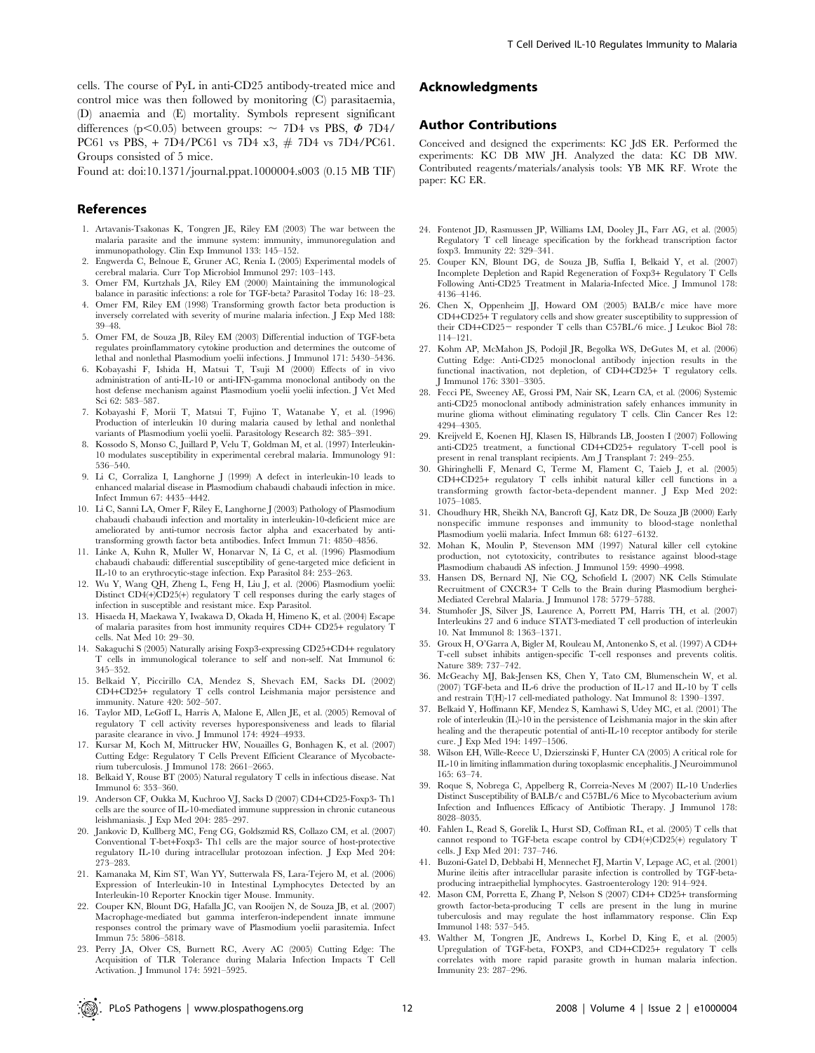cells. The course of PyL in anti-CD25 antibody-treated mice and control mice was then followed by monitoring (C) parasitaemia, (D) anaemia and (E) mortality. Symbols represent significant differences ($p<0.05$) between groups: ~ 7D4 vs PBS, $\Phi$ 7D4/PC61 vs PBS, + 7D4/PC61 vs 7D4 x3, # 7D4 vs 7D4/PC61. Groups consisted of 5 mice.

Found at: doi:10.1371/journal.ppat.1000004.s003 (0.15 MB TIF)

## Acknowledgments

## Author Contributions

Conceived and designed the experiments: KC JdS ER. Performed the experiments: KC DB MW JH. Analyzed the data: KC DB MW. Contributed reagents/materials/analysis tools: YB MK RF. Wrote the paper: KC ER.

## References

1. Artavanis-Tsakonas K, Tongren JE, Riley EM (2003) The war between the malaria parasite and the immune system: immunity, immunoregulation and immunopathology. Clin Exp Immunol 133: 145–152.
2. Engwerda C, Belnoue E, Gruner AC, Renia L (2005) Experimental models of cerebral malaria. Curr Top Microbiol Immunol 297: 103–143.
3. Omer FM, Kurtzhals JA, Riley EM (2000) Maintaining the immunological balance in parasitic infections: a role for TGF-beta? Parasitol Today 16: 18–23.
4. Omer FM, Riley EM (1998) Transforming growth factor beta production is inversely correlated with severity of murine malaria infection. J Exp Med 188: 39–48.
5. Omer FM, de Souza JB, Riley EM (2003) Differential induction of TGF-beta regulates proinflammatory cytokine production and determines the outcome of lethal and nonlethal Plasmodium yoelii infections. J Immunol 171: 5430–5436.
6. Kobayashi F, Ishida H, Matsui T, Tsuji M (2000) Effects of in vivo administration of anti-IL-10 or anti-IFN-gamma monoclonal antibody on the host defense mechanism against Plasmodium yoelii yoelii infection. J Vet Med Sci 62: 583–587.
7. Kobayashi F, Morii T, Matsui T, Fujino T, Watanabe Y, et al. (1996) Production of interleukin 10 during malaria caused by lethal and nonlethal variants of Plasmodium yoelii yoelii. Parasitology Research 82: 385–391.
8. Kossodo S, Monso C, Juillard P, Velu T, Goldman M, et al. (1997) Interleukin-10 modulates susceptibility in experimental cerebral malaria. Immunology 91: 536–540.
9. Li C, Corraliza I, Langhorne J (1999) A defect in interleukin-10 leads to enhanced malarial disease in Plasmodium chabaudi chabaudi infection in mice. Infect Immun 67: 4435–4442.
10. Li C, Sanni LA, Omer F, Riley E, Langhorne J (2003) Pathology of Plasmodium chabaudi chabaudi infection and mortality in interleukin-10-deficient mice are ameliorated by anti-tumor necrosis factor alpha and exacerbated by anti-transforming growth factor beta antibodies. Infect Immun 71: 4850–4856.
11. Linke A, Kuhn R, Muller W, Honarvar N, Li C, et al. (1996) Plasmodium chabaudi chabaudi: differential susceptibility of gene-targeted mice deficient in IL-10 to an erythrocytic-stage infection. Exp Parasitol 84: 253–263.
12. Wu Y, Wang QH, Zheng L, Feng H, Liu J, et al. (2006) Plasmodium yoelii: Distinct CD4(+)CD25(+) regulatory T cell responses during the early stages of infection in susceptible and resistant mice. Exp Parasitol.
13. Hisaeda H, Maekawa Y, Iwakawa D, Okada H, Himeno K, et al. (2004) Escape of malaria parasites from host immunity requires CD4+ CD25+ regulatory T cells. Nat Med 10: 29–30.
14. Sakaguchi S (2005) Naturally arising Foxp3-expressing CD25+CD4+ regulatory T cells in immunological tolerance to self and non-self. Nat Immunol 6: 345–352.
15. Belkaid Y, Piccirillo CA, Mendez S, Shevach EM, Sacks DL (2002) CD4+CD25+ regulatory T cells control Leishmania major persistence and immunity. Nature 420: 502–507.
16. Taylor MD, LeGoff L, Harris A, Malone E, Allen JE, et al. (2005) Removal of regulatory T cell activity reverses hyporesponsiveness and leads to filarial parasite clearance in vivo. J Immunol 174: 4924–4933.
17. Kursar M, Koch M, Mittrucker HW, Nouailles G, Bonhagen K, et al. (2007) Cutting Edge: Regulatory T Cells Prevent Efficient Clearance of Mycobacterium tuberculosis. J Immunol 178: 2661–2665.
18. Belkaid Y, Rouse BT (2005) Natural regulatory T cells in infectious disease. Nat Immunol 6: 353–360.
19. Anderson CF, Oukka M, Kuchroo VJ, Sacks D (2007) CD4+CD25-Foxp3- Th1 cells are the source of IL-10-mediated immune suppression in chronic cutaneous leishmaniasis. J Exp Med 204: 285–297.
20. Jankovic D, Kullberg MC, Feng CG, Goldszmid RS, Collazo CM, et al. (2007) Conventional T-bet+Foxp3- Th1 cells are the major source of host-protective regulatory IL-10 during intracellular protozoan infection. J Exp Med 204: 273–283.
21. Kamanaka M, Kim ST, Wan YY, Sutterwala FS, Lara-Tejero M, et al. (2006) Expression of Interleukin-10 in Intestinal Lymphocytes Detected by an Interleukin-10 Reporter Knockin tiger Mouse. Immunity.
22. Couper KN, Blount DG, Hafalla JC, van Rooijen N, de Souza JB, et al. (2007) Macrophage-mediated but gamma interferon-independent innate immune responses control the primary wave of Plasmodium yoelii parasitemia. Infect Immun 75: 5806–5818.
23. Perry JA, Olver CS, Burnett RC, Avery AC (2005) Cutting Edge: The Acquisition of TLR Tolerance during Malaria Infection Impacts T Cell Activation. J Immunol 174: 5921–5925.
24. Fontenot JD, Rasmussen JP, Williams LM, Dooley JL, Farr AG, et al. (2005) Regulatory T cell lineage specification by the forkhead transcription factor foxp3. Immunity 22: 329–341.
25. Couper KN, Blount DG, de Souza JB, Suffia I, Belkaid Y, et al. (2007) Incomplete Depletion and Rapid Regeneration of Foxp3+ Regulatory T Cells Following Anti-CD25 Treatment in Malaria-Infected Mice. J Immunol 178: 4136–4146.
26. Chen X, Oppenheim JJ, Howard OM (2005) BALB/c mice have more CD4+CD25+ T regulatory cells and show greater susceptibility to suppression of their CD4+CD25− responder T cells than C57BL/6 mice. J Leukoc Biol 78: 114–121.
27. Kohm AP, McMahon JS, Podojil JR, Begolka WS, DeGutes M, et al. (2006) Cutting Edge: Anti-CD25 monoclonal antibody injection results in the functional inactivation, not depletion, of CD4+CD25+ T regulatory cells. J Immunol 176: 3301–3305.
28. Fecci PE, Sweeney AE, Grossi PM, Nair SK, Learn CA, et al. (2006) Systemic anti-CD25 monoclonal antibody administration safely enhances immunity in murine glioma without eliminating regulatory T cells. Clin Cancer Res 12: 4294–4305.
29. Kreijveld E, Koenen HJ, Klasen IS, Hilbrands LB, Joosten I (2007) Following anti-CD25 treatment, a functional CD4+CD25+ regulatory T-cell pool is present in renal transplant recipients. Am J Transplant 7: 249–255.
30. Ghiringhelli F, Menard C, Terme M, Flament C, Taieb J, et al. (2005) CD4+CD25+ regulatory T cells inhibit natural killer cell functions in a transforming growth factor-beta-dependent manner. J Exp Med 202: 1075–1085.
31. Choudhury HR, Sheikh NA, Bancroft GJ, Katz DR, De Souza JB (2000) Early nonspecific immune responses and immunity to blood-stage nonlethal Plasmodium yoelii malaria. Infect Immun 68: 6127–6132.
32. Mohan K, Moulin P, Stevenson MM (1997) Natural killer cell cytokine production, not cytotoxicity, contributes to resistance against blood-stage Plasmodium chabaudi AS infection. J Immunol 159: 4990–4998.
33. Hansen DS, Bernard NJ, Nie CQ, Schofield L (2007) NK Cells Stimulate Recruitment of CXCR3+ T Cells to the Brain during Plasmodium berghei-Mediated Cerebral Malaria. J Immunol 178: 5779–5788.
34. Stumhofer JS, Silver JS, Laurence A, Porrett PM, Harris TH, et al. (2007) Interleukins 27 and 6 induce STAT3-mediated T cell production of interleukin 10. Nat Immunol 8: 1363–1371.
35. Groux H, O'Garra A, Bigler M, Rouleau M, Antonenko S, et al. (1997) A CD4+ T-cell subset inhibits antigen-specific T-cell responses and prevents colitis. Nature 389: 737–742.
36. McGeachy MJ, Bak-Jensen KS, Chen Y, Tato CM, Blumenschein W, et al. (2007) TGF-beta and IL-6 drive the production of IL-17 and IL-10 by T cells and restrain T(H)-17 cell-mediated pathology. Nat Immunol 8: 1390–1397.
37. Belkaid Y, Hoffmann KF, Mendez S, Kamhawi S, Udey MC, et al. (2001) The role of interleukin (IL)-10 in the persistence of Leishmania major in the skin after healing and the therapeutic potential of anti-IL-10 receptor antibody for sterile cure. J Exp Med 194: 1497–1506.
38. Wilson EH, Wille-Reece U, Dzierszinski F, Hunter CA (2005) A critical role for IL-10 in limiting inflammation during toxoplasmic encephalitis. J Neuroimmunol 165: 63–74.
39. Roque S, Nobrega C, Appelberg R, Correia-Neves M (2007) IL-10 Underlies Distinct Susceptibility of BALB/c and C57BL/6 Mice to Mycobacterium avium Infection and Influences Efficacy of Antibiotic Therapy. J Immunol 178: 8028–8035.
40. Fahlen L, Read S, Gorelik L, Hurst SD, Coffman RL, et al. (2005) T cells that cannot respond to TGF-beta escape control by CD4(+)CD25(+) regulatory T cells. J Exp Med 201: 737–746.
41. Buzoni-Gatel D, Debbabi H, Mennechet FJ, Martin V, Lepage AC, et al. (2001) Murine ileitis after intracellular parasite infection is controlled by TGF-beta-producing intraepithelial lymphocytes. Gastroenterology 120: 914–924.
42. Mason CM, Porretta E, Zhang P, Nelson S (2007) CD4+ CD25+ transforming growth factor-beta-producing T cells are present in the lung in murine tuberculosis and may regulate the host inflammatory response. Clin Exp Immunol 148: 537–545.
43. Walther M, Tongren JE, Andrews L, Korbel D, King E, et al. (2005) Upregulation of TGF-beta, FOXP3, and CD4+CD25+ regulatory T cells correlates with more rapid parasite growth in human malaria infection. Immunity 23: 287–296.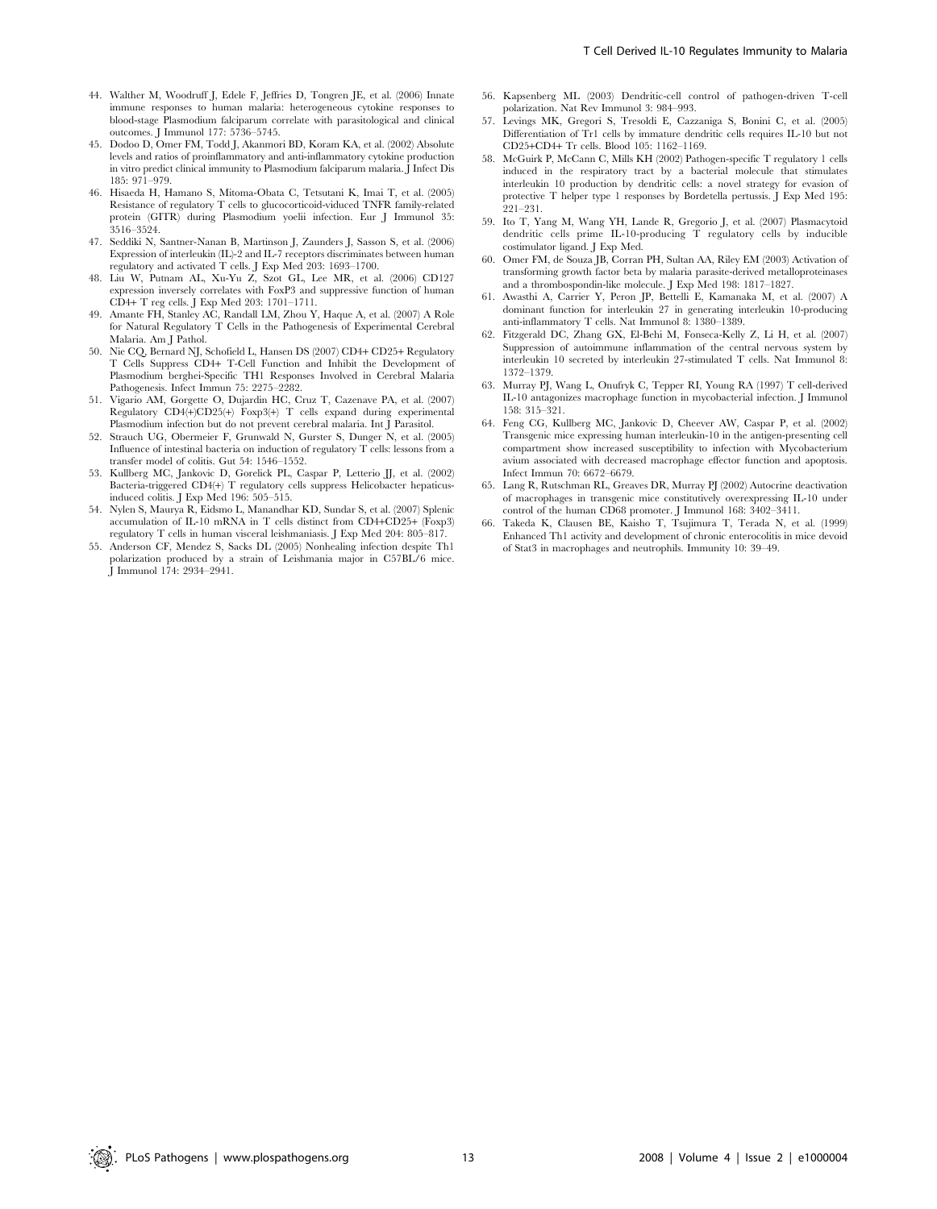44. Walther M, Woodruff J, Edele F, Jeffries D, Tongren JE, et al. (2006) Innate immune responses to human malaria: heterogeneous cytokine responses to blood-stage Plasmodium falciparum correlate with parasitological and clinical outcomes. J Immunol 177: 5736–5745.
45. Dodoo D, Omer FM, Todd J, Akanmori BD, Koram KA, et al. (2002) Absolute levels and ratios of proinflammatory and anti-inflammatory cytokine production in vitro predict clinical immunity to Plasmodium falciparum malaria. J Infect Dis 185: 971–979.
46. Hisaeda H, Hamano S, Mitoma-Obata C, Tetsutani K, Imai T, et al. (2005) Resistance of regulatory T cells to glucocorticoid-viduced TNFR family-related protein (GITR) during Plasmodium yoelii infection. Eur J Immunol 35: 3516–3524.
47. Seddiki N, Santner-Nanan B, Martinson J, Zaunders J, Sasson S, et al. (2006) Expression of interleukin (IL)-2 and IL-7 receptors discriminates between human regulatory and activated T cells. J Exp Med 203: 1693–1700.
48. Liu W, Putnam AL, Xu-Yu Z, Szot GL, Lee MR, et al. (2006) CD127 expression inversely correlates with FoxP3 and suppressive function of human CD4+ T reg cells. J Exp Med 203: 1701–1711.
49. Amante FH, Stanley AC, Randall LM, Zhou Y, Haque A, et al. (2007) A Role for Natural Regulatory T Cells in the Pathogenesis of Experimental Cerebral Malaria. Am J Pathol.
50. Nie CQ, Bernard NJ, Schofield L, Hansen DS (2007) CD4+ CD25+ Regulatory T Cells Suppress CD4+ T-Cell Function and Inhibit the Development of Plasmodium berghei-Specific TH1 Responses Involved in Cerebral Malaria Pathogenesis. Infect Immun 75: 2275–2282.
51. Vigario AM, Gorgette O, Dujardin HC, Cruz T, Cazenave PA, et al. (2007) Regulatory CD4(+)CD25(+) Foxp3(+) T cells expand during experimental Plasmodium infection but do not prevent cerebral malaria. Int J Parasitol.
52. Strauch UG, Obermeier F, Grunwald N, Gurster S, Dunger N, et al. (2005) Influence of intestinal bacteria on induction of regulatory T cells: lessons from a transfer model of colitis. Gut 54: 1546–1552.
53. Kullberg MC, Jankovic D, Gorelick PL, Caspar P, Letterio JJ, et al. (2002) Bacteria-triggered CD4(+) T regulatory cells suppress Helicobacter hepaticus-induced colitis. J Exp Med 196: 505–515.
54. Nylen S, Maurya R, Eidsmo L, Manandhar KD, Sundar S, et al. (2007) Splenic accumulation of IL-10 mRNA in T cells distinct from CD4+CD25+ (Foxp3) regulatory T cells in human visceral leishmaniasis. J Exp Med 204: 805–817.
55. Anderson CF, Mendez S, Sacks DL (2005) Nonhealing infection despite Th1 polarization produced by a strain of Leishmania major in C57BL/6 mice. J Immunol 174: 2934–2941.
56. Kapsenberg ML (2003) Dendritic-cell control of pathogen-driven T-cell polarization. Nat Rev Immunol 3: 984–993.
57. Levings MK, Gregori S, Tresoldi E, Cazzaniga S, Bonini C, et al. (2005) Differentiation of Tr1 cells by immature dendritic cells requires IL-10 but not CD25+CD4+ Tr cells. Blood 105: 1162–1169.
58. McGuirk P, McCann C, Mills KH (2002) Pathogen-specific T regulatory 1 cells induced in the respiratory tract by a bacterial molecule that stimulates interleukin 10 production by dendritic cells: a novel strategy for evasion of protective T helper type 1 responses by Bordetella pertussis. J Exp Med 195: 221–231.
59. Ito T, Yang M, Wang YH, Lande R, Gregorio J, et al. (2007) Plasmacytoid dendritic cells prime IL-10-producing T regulatory cells by inducible costimulator ligand. J Exp Med.
60. Omer FM, de Souza JB, Corran PH, Sultan AA, Riley EM (2003) Activation of transforming growth factor beta by malaria parasite-derived metalloproteinases and a thrombospondin-like molecule. J Exp Med 198: 1817–1827.
61. Awasthi A, Carrier Y, Peron JP, Bettelli E, Kamanaka M, et al. (2007) A dominant function for interleukin 27 in generating interleukin 10-producing anti-inflammatory T cells. Nat Immunol 8: 1380–1389.
62. Fitzgerald DC, Zhang GX, El-Behi M, Fonseca-Kelly Z, Li H, et al. (2007) Suppression of autoimmune inflammation of the central nervous system by interleukin 10 secreted by interleukin 27-stimulated T cells. Nat Immunol 8: 1372–1379.
63. Murray PJ, Wang L, Onufryk C, Tepper RI, Young RA (1997) T cell-derived IL-10 antagonizes macrophage function in mycobacterial infection. J Immunol 158: 315–321.
64. Feng CG, Kullberg MC, Jankovic D, Cheever AW, Caspar P, et al. (2002) Transgenic mice expressing human interleukin-10 in the antigen-presenting cell compartment show increased susceptibility to infection with Mycobacterium avium associated with decreased macrophage effector function and apoptosis. Infect Immun 70: 6672–6679.
65. Lang R, Rutschman RL, Greaves DR, Murray PJ (2002) Autocrine deactivation of macrophages in transgenic mice constitutively overexpressing IL-10 under control of the human CD68 promoter. J Immunol 168: 3402–3411.
66. Takeda K, Clausen BE, Kaisho T, Tsujimura T, Terada N, et al. (1999) Enhanced Th1 activity and development of chronic enterocolitis in mice devoid of Stat3 in macrophages and neutrophils. Immunity 10: 39–49.